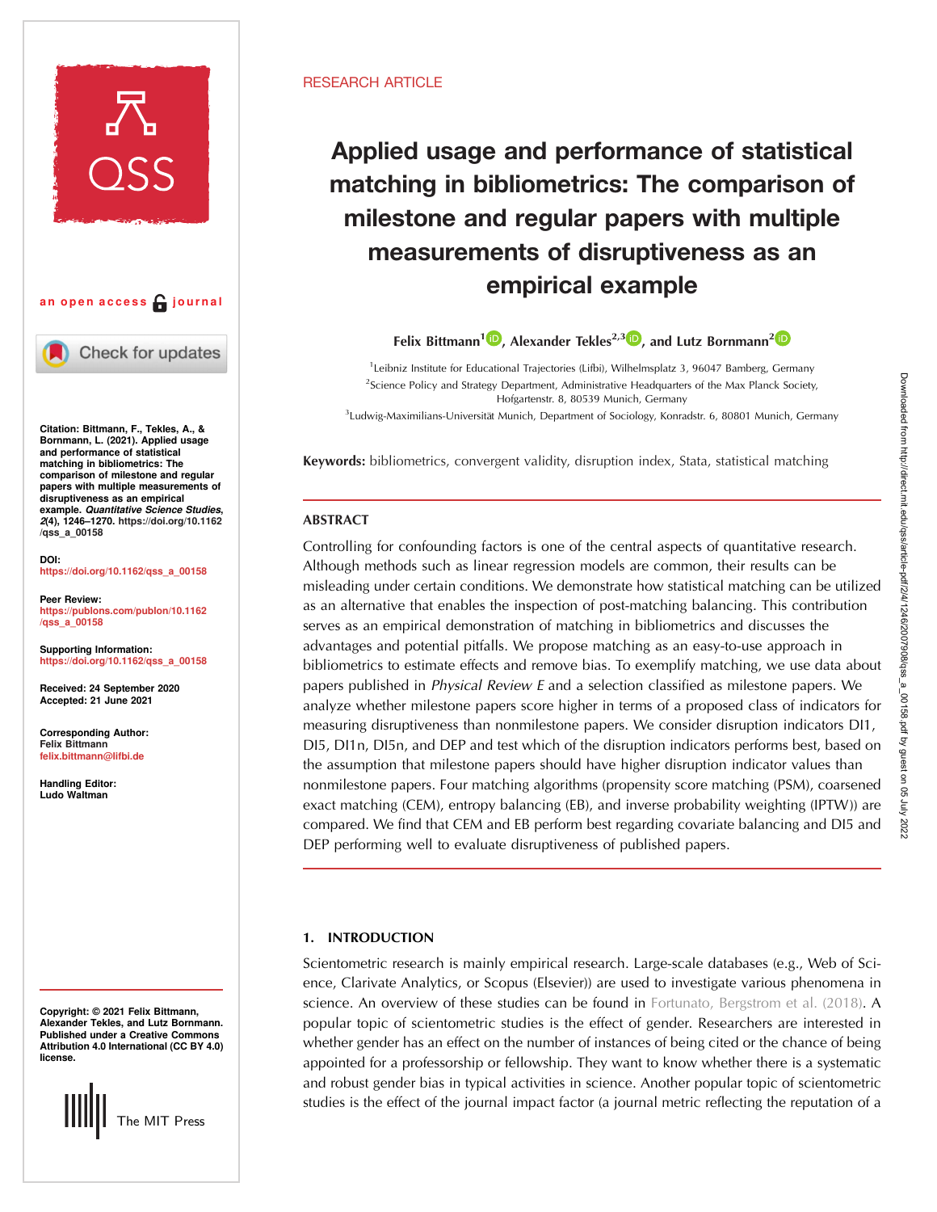RESEARCH ARTICLE

# Applied usage and performance of statistical matching in bibliometrics: The comparison of milestone and regular papers with multiple measurements of disruptiveness as an empirical example

**Felix Bittmann[1], Alexander Tekles[2,3], and Lutz Bornmann[2]**

[1]Leibniz Institute for Educational Trajectories (Lifbi), Wilhelmsplatz 3, 96047 Bamberg, Germany

[2]Science Policy and Strategy Department, Administrative Headquarters of the Max Planck Society, Hofgartenstr. 8, 80539 Munich, Germany

[3]Ludwig-Maximilians-Universität Munich, Department of Sociology, Konradstr. 6, 80801 Munich, Germany

**Keywords:** bibliometrics, convergent validity, disruption index, Stata, statistical matching

an open access journal

**Citation:** Bittmann, F., Tekles, A., & Bornmann, L. (2021). Applied usage and performance of statistical matching in bibliometrics: The comparison of milestone and regular papers with multiple measurements of disruptiveness as an empirical example. *Quantitative Science Studies*, *2*(4), 1246–1270. https://doi.org/10.1162/qss_a_00158

**DOI:** https://doi.org/10.1162/qss_a_00158

**Peer Review:** https://publons.com/publon/10.1162/qss_a_00158

**Supporting Information:** https://doi.org/10.1162/qss_a_00158

**Received:** 24 September 2020
**Accepted:** 21 June 2021

**Corresponding Author:** Felix Bittmann felix.bittmann@lifbi.de

**Handling Editor:** Ludo Waltman

**Copyright:** © 2021 Felix Bittmann, Alexander Tekles, and Lutz Bornmann. Published under a Creative Commons Attribution 4.0 International (CC BY 4.0) license.

The MIT Press

## ABSTRACT

Controlling for confounding factors is one of the central aspects of quantitative research. Although methods such as linear regression models are common, their results can be misleading under certain conditions. We demonstrate how statistical matching can be utilized as an alternative that enables the inspection of post-matching balancing. This contribution serves as an empirical demonstration of matching in bibliometrics and discusses the advantages and potential pitfalls. We propose matching as an easy-to-use approach in bibliometrics to estimate effects and remove bias. To exemplify matching, we use data about papers published in *Physical Review E* and a selection classified as milestone papers. We analyze whether milestone papers score higher in terms of a proposed class of indicators for measuring disruptiveness than nonmilestone papers. We consider disruption indicators DI1, DI5, DI1n, DI5n, and DEP and test which of the disruption indicators performs best, based on the assumption that milestone papers should have higher disruption indicator values than nonmilestone papers. Four matching algorithms (propensity score matching (PSM), coarsened exact matching (CEM), entropy balancing (EB), and inverse probability weighting (IPTW)) are compared. We find that CEM and EB perform best regarding covariate balancing and DI5 and DEP performing well to evaluate disruptiveness of published papers.

## 1. INTRODUCTION

Scientometric research is mainly empirical research. Large-scale databases (e.g., Web of Science, Clarivate Analytics, or Scopus (Elsevier)) are used to investigate various phenomena in science. An overview of these studies can be found in Fortunato, Bergstrom et al. (2018). A popular topic of scientometric studies is the effect of gender. Researchers are interested in whether gender has an effect on the number of instances of being cited or the chance of being appointed for a professorship or fellowship. They want to know whether there is a systematic and robust gender bias in typical activities in science. Another popular topic of scientometric studies is the effect of the journal impact factor (a journal metric reflecting the reputation of a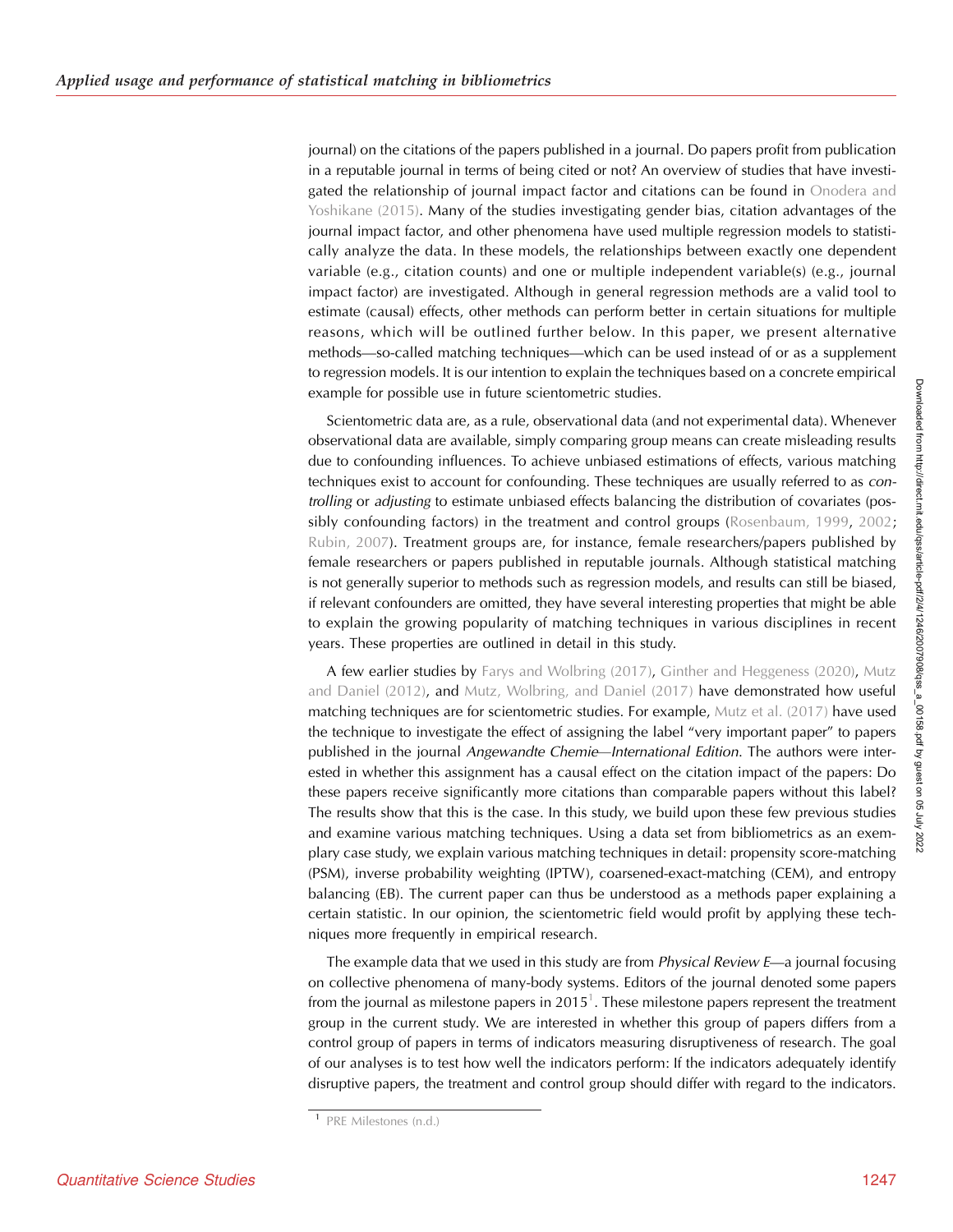journal) on the citations of the papers published in a journal. Do papers profit from publication in a reputable journal in terms of being cited or not? An overview of studies that have investigated the relationship of journal impact factor and citations can be found in Onodera and Yoshikane (2015). Many of the studies investigating gender bias, citation advantages of the journal impact factor, and other phenomena have used multiple regression models to statistically analyze the data. In these models, the relationships between exactly one dependent variable (e.g., citation counts) and one or multiple independent variable(s) (e.g., journal impact factor) are investigated. Although in general regression methods are a valid tool to estimate (causal) effects, other methods can perform better in certain situations for multiple reasons, which will be outlined further below. In this paper, we present alternative methods—so-called matching techniques—which can be used instead of or as a supplement to regression models. It is our intention to explain the techniques based on a concrete empirical example for possible use in future scientometric studies.

Scientometric data are, as a rule, observational data (and not experimental data). Whenever observational data are available, simply comparing group means can create misleading results due to confounding influences. To achieve unbiased estimations of effects, various matching techniques exist to account for confounding. These techniques are usually referred to as *controlling* or *adjusting* to estimate unbiased effects balancing the distribution of covariates (possibly confounding factors) in the treatment and control groups (Rosenbaum, 1999, 2002; Rubin, 2007). Treatment groups are, for instance, female researchers/papers published by female researchers or papers published in reputable journals. Although statistical matching is not generally superior to methods such as regression models, and results can still be biased, if relevant confounders are omitted, they have several interesting properties that might be able to explain the growing popularity of matching techniques in various disciplines in recent years. These properties are outlined in detail in this study.

A few earlier studies by Farys and Wolbring (2017), Ginther and Heggeness (2020), Mutz and Daniel (2012), and Mutz, Wolbring, and Daniel (2017) have demonstrated how useful matching techniques are for scientometric studies. For example, Mutz et al. (2017) have used the technique to investigate the effect of assigning the label "very important paper" to papers published in the journal *Angewandte Chemie—International Edition*. The authors were interested in whether this assignment has a causal effect on the citation impact of the papers: Do these papers receive significantly more citations than comparable papers without this label? The results show that this is the case. In this study, we build upon these few previous studies and examine various matching techniques. Using a data set from bibliometrics as an exemplary case study, we explain various matching techniques in detail: propensity score-matching (PSM), inverse probability weighting (IPTW), coarsened-exact-matching (CEM), and entropy balancing (EB). The current paper can thus be understood as a methods paper explaining a certain statistic. In our opinion, the scientometric field would profit by applying these techniques more frequently in empirical research.

The example data that we used in this study are from *Physical Review E*—a journal focusing on collective phenomena of many-body systems. Editors of the journal denoted some papers from the journal as milestone papers in 2015[1]. These milestone papers represent the treatment group in the current study. We are interested in whether this group of papers differs from a control group of papers in terms of indicators measuring disruptiveness of research. The goal of our analyses is to test how well the indicators perform: If the indicators adequately identify disruptive papers, the treatment and control group should differ with regard to the indicators.

[1] PRE Milestones (n.d.)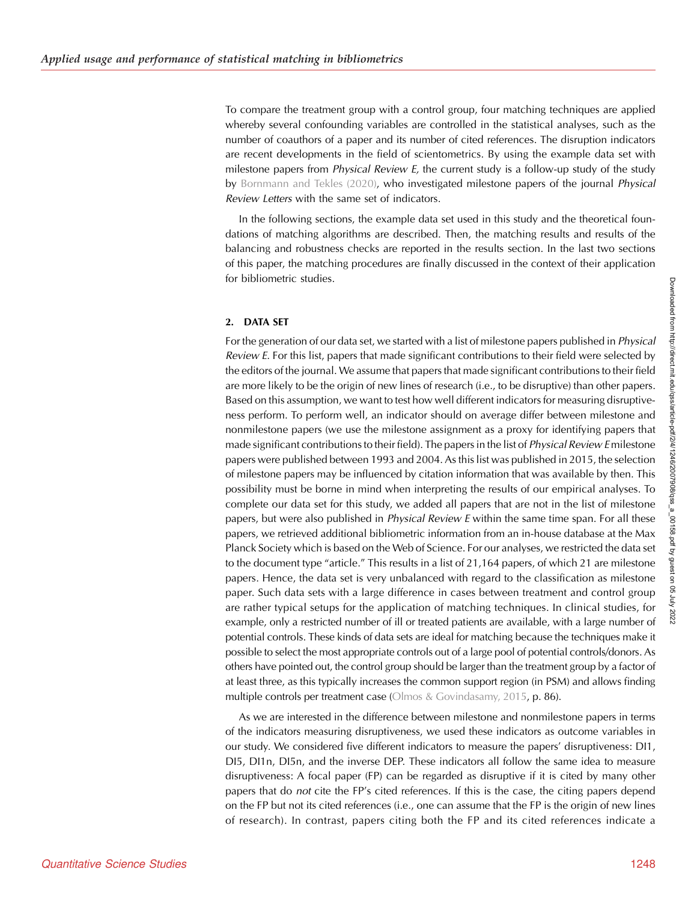To compare the treatment group with a control group, four matching techniques are applied whereby several confounding variables are controlled in the statistical analyses, such as the number of coauthors of a paper and its number of cited references. The disruption indicators are recent developments in the field of scientometrics. By using the example data set with milestone papers from *Physical Review E,* the current study is a follow-up study of the study by Bornmann and Tekles (2020), who investigated milestone papers of the journal *Physical Review Letters* with the same set of indicators.

In the following sections, the example data set used in this study and the theoretical foundations of matching algorithms are described. Then, the matching results and results of the balancing and robustness checks are reported in the results section. In the last two sections of this paper, the matching procedures are finally discussed in the context of their application for bibliometric studies.

## 2. DATA SET

For the generation of our data set, we started with a list of milestone papers published in *Physical Review E*. For this list, papers that made significant contributions to their field were selected by the editors of the journal. We assume that papers that made significant contributions to their field are more likely to be the origin of new lines of research (i.e., to be disruptive) than other papers. Based on this assumption, we want to test how well different indicators for measuring disruptiveness perform. To perform well, an indicator should on average differ between milestone and nonmilestone papers (we use the milestone assignment as a proxy for identifying papers that made significant contributions to their field). The papers in the list of *Physical Review E* milestone papers were published between 1993 and 2004. As this list was published in 2015, the selection of milestone papers may be influenced by citation information that was available by then. This possibility must be borne in mind when interpreting the results of our empirical analyses. To complete our data set for this study, we added all papers that are not in the list of milestone papers, but were also published in *Physical Review E* within the same time span. For all these papers, we retrieved additional bibliometric information from an in-house database at the Max Planck Society which is based on the Web of Science. For our analyses, we restricted the data set to the document type "article." This results in a list of 21,164 papers, of which 21 are milestone papers. Hence, the data set is very unbalanced with regard to the classification as milestone paper. Such data sets with a large difference in cases between treatment and control group are rather typical setups for the application of matching techniques. In clinical studies, for example, only a restricted number of ill or treated patients are available, with a large number of potential controls. These kinds of data sets are ideal for matching because the techniques make it possible to select the most appropriate controls out of a large pool of potential controls/donors. As others have pointed out, the control group should be larger than the treatment group by a factor of at least three, as this typically increases the common support region (in PSM) and allows finding multiple controls per treatment case (Olmos & Govindasamy, 2015, p. 86).

As we are interested in the difference between milestone and nonmilestone papers in terms of the indicators measuring disruptiveness, we used these indicators as outcome variables in our study. We considered five different indicators to measure the papers' disruptiveness: DI1, DI5, DI1n, DI5n, and the inverse DEP. These indicators all follow the same idea to measure disruptiveness: A focal paper (FP) can be regarded as disruptive if it is cited by many other papers that do *not* cite the FP's cited references. If this is the case, the citing papers depend on the FP but not its cited references (i.e., one can assume that the FP is the origin of new lines of research). In contrast, papers citing both the FP and its cited references indicate a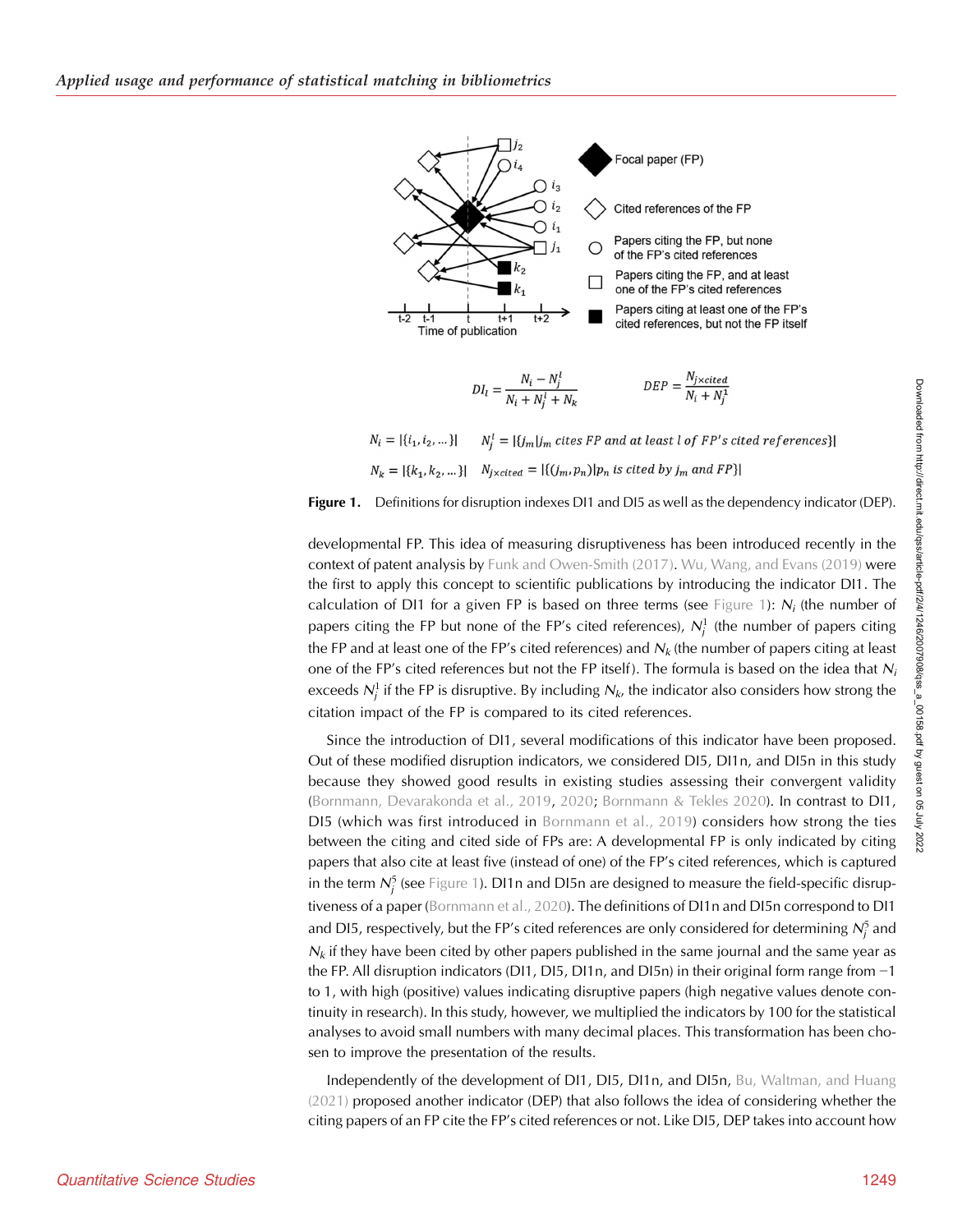$$DI_l = \frac{N_i - N_j^l}{N_i + N_j^l + N_k} \qquad DEP = \frac{N_{j \times cited}}{N_i + N_j^1}$$

$N_i = |\{i_1, i_2, \ldots\}|$ $\quad N_j^l = |\{j_m | j_m \text{ cites FP and at least } l \text{ of FP's cited references}\}|$

$N_k = |\{k_1, k_2, \ldots\}|$ $\quad N_{j \times cited} = |\{(j_m, p_n) | p_n \text{ is cited by } j_m \text{ and FP}\}|$

**Figure 1.** Definitions for disruption indexes DI1 and DI5 as well as the dependency indicator (DEP).

developmental FP. This idea of measuring disruptiveness has been introduced recently in the context of patent analysis by Funk and Owen-Smith (2017). Wu, Wang, and Evans (2019) were the first to apply this concept to scientific publications by introducing the indicator DI1. The calculation of DI1 for a given FP is based on three terms (see Figure 1): $N_i$ (the number of papers citing the FP but none of the FP's cited references), $N_j^1$ (the number of papers citing the FP and at least one of the FP's cited references) and $N_k$ (the number of papers citing at least one of the FP's cited references but not the FP itself). The formula is based on the idea that $N_i$ exceeds $N_j^1$ if the FP is disruptive. By including $N_k$, the indicator also considers how strong the citation impact of the FP is compared to its cited references.

Since the introduction of DI1, several modifications of this indicator have been proposed. Out of these modified disruption indicators, we considered DI5, DI1n, and DI5n in this study because they showed good results in existing studies assessing their convergent validity (Bornmann, Devarakonda et al., 2019, 2020; Bornmann & Tekles 2020). In contrast to DI1, DI5 (which was first introduced in Bornmann et al., 2019) considers how strong the ties between the citing and cited side of FPs are: A developmental FP is only indicated by citing papers that also cite at least five (instead of one) of the FP's cited references, which is captured in the term $N_j^5$ (see Figure 1). DI1n and DI5n are designed to measure the field-specific disruptiveness of a paper (Bornmann et al., 2020). The definitions of DI1n and DI5n correspond to DI1 and DI5, respectively, but the FP's cited references are only considered for determining $N_j^5$ and $N_k$ if they have been cited by other papers published in the same journal and the same year as the FP. All disruption indicators (DI1, DI5, DI1n, and DI5n) in their original form range from −1 to 1, with high (positive) values indicating disruptive papers (high negative values denote continuity in research). In this study, however, we multiplied the indicators by 100 for the statistical analyses to avoid small numbers with many decimal places. This transformation has been chosen to improve the presentation of the results.

Independently of the development of DI1, DI5, DI1n, and DI5n, Bu, Waltman, and Huang (2021) proposed another indicator (DEP) that also follows the idea of considering whether the citing papers of an FP cite the FP's cited references or not. Like DI5, DEP takes into account how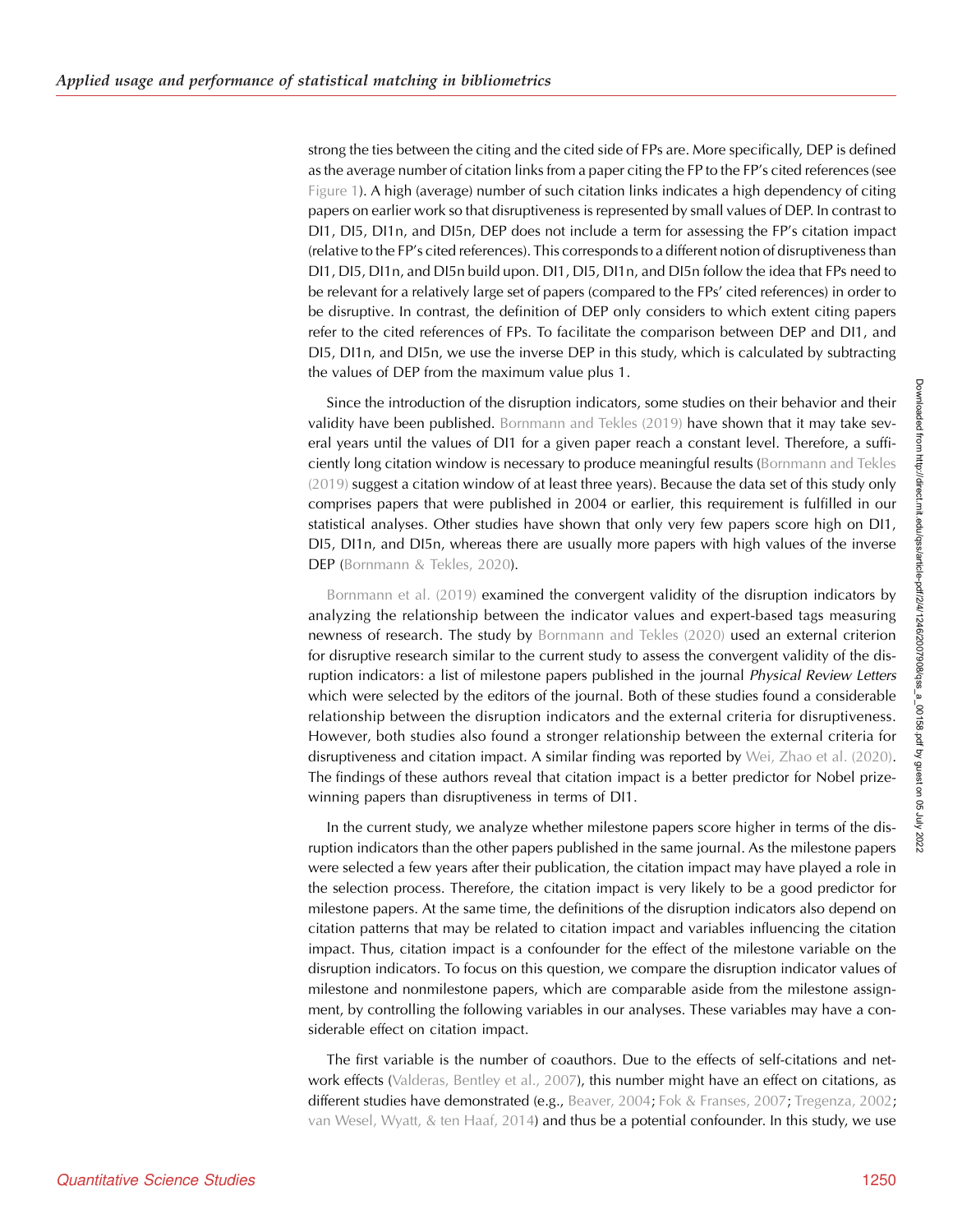strong the ties between the citing and the cited side of FPs are. More specifically, DEP is defined as the average number of citation links from a paper citing the FP to the FP's cited references (see Figure 1). A high (average) number of such citation links indicates a high dependency of citing papers on earlier work so that disruptiveness is represented by small values of DEP. In contrast to DI1, DI5, DI1n, and DI5n, DEP does not include a term for assessing the FP's citation impact (relative to the FP's cited references). This corresponds to a different notion of disruptiveness than DI1, DI5, DI1n, and DI5n build upon. DI1, DI5, DI1n, and DI5n follow the idea that FPs need to be relevant for a relatively large set of papers (compared to the FPs' cited references) in order to be disruptive. In contrast, the definition of DEP only considers to which extent citing papers refer to the cited references of FPs. To facilitate the comparison between DEP and DI1, and DI5, DI1n, and DI5n, we use the inverse DEP in this study, which is calculated by subtracting the values of DEP from the maximum value plus 1.

Since the introduction of the disruption indicators, some studies on their behavior and their validity have been published. Bornmann and Tekles (2019) have shown that it may take several years until the values of DI1 for a given paper reach a constant level. Therefore, a sufficiently long citation window is necessary to produce meaningful results (Bornmann and Tekles (2019) suggest a citation window of at least three years). Because the data set of this study only comprises papers that were published in 2004 or earlier, this requirement is fulfilled in our statistical analyses. Other studies have shown that only very few papers score high on DI1, DI5, DI1n, and DI5n, whereas there are usually more papers with high values of the inverse DEP (Bornmann & Tekles, 2020).

Bornmann et al. (2019) examined the convergent validity of the disruption indicators by analyzing the relationship between the indicator values and expert-based tags measuring newness of research. The study by Bornmann and Tekles (2020) used an external criterion for disruptive research similar to the current study to assess the convergent validity of the disruption indicators: a list of milestone papers published in the journal *Physical Review Letters* which were selected by the editors of the journal. Both of these studies found a considerable relationship between the disruption indicators and the external criteria for disruptiveness. However, both studies also found a stronger relationship between the external criteria for disruptiveness and citation impact. A similar finding was reported by Wei, Zhao et al. (2020). The findings of these authors reveal that citation impact is a better predictor for Nobel prize-winning papers than disruptiveness in terms of DI1.

In the current study, we analyze whether milestone papers score higher in terms of the disruption indicators than the other papers published in the same journal. As the milestone papers were selected a few years after their publication, the citation impact may have played a role in the selection process. Therefore, the citation impact is very likely to be a good predictor for milestone papers. At the same time, the definitions of the disruption indicators also depend on citation patterns that may be related to citation impact and variables influencing the citation impact. Thus, citation impact is a confounder for the effect of the milestone variable on the disruption indicators. To focus on this question, we compare the disruption indicator values of milestone and nonmilestone papers, which are comparable aside from the milestone assignment, by controlling the following variables in our analyses. These variables may have a considerable effect on citation impact.

The first variable is the number of coauthors. Due to the effects of self-citations and network effects (Valderas, Bentley et al., 2007), this number might have an effect on citations, as different studies have demonstrated (e.g., Beaver, 2004; Fok & Franses, 2007; Tregenza, 2002; van Wesel, Wyatt, & ten Haaf, 2014) and thus be a potential confounder. In this study, we use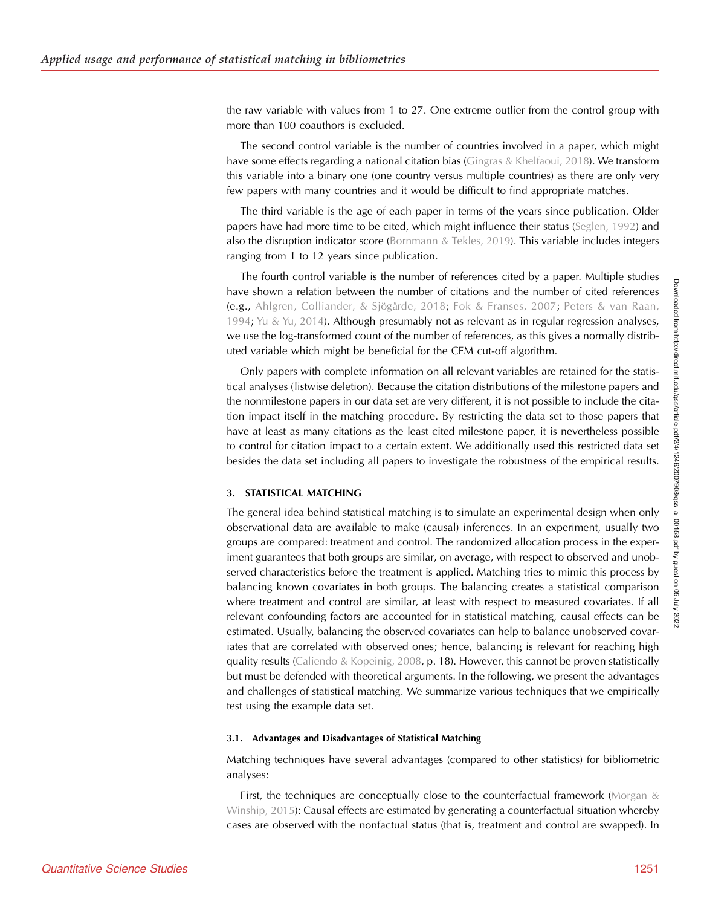the raw variable with values from 1 to 27. One extreme outlier from the control group with more than 100 coauthors is excluded.

The second control variable is the number of countries involved in a paper, which might have some effects regarding a national citation bias (Gingras & Khelfaoui, 2018). We transform this variable into a binary one (one country versus multiple countries) as there are only very few papers with many countries and it would be difficult to find appropriate matches.

The third variable is the age of each paper in terms of the years since publication. Older papers have had more time to be cited, which might influence their status (Seglen, 1992) and also the disruption indicator score (Bornmann & Tekles, 2019). This variable includes integers ranging from 1 to 12 years since publication.

The fourth control variable is the number of references cited by a paper. Multiple studies have shown a relation between the number of citations and the number of cited references (e.g., Ahlgren, Colliander, & Sjögårde, 2018; Fok & Franses, 2007; Peters & van Raan, 1994; Yu & Yu, 2014). Although presumably not as relevant as in regular regression analyses, we use the log-transformed count of the number of references, as this gives a normally distributed variable which might be beneficial for the CEM cut-off algorithm.

Only papers with complete information on all relevant variables are retained for the statistical analyses (listwise deletion). Because the citation distributions of the milestone papers and the nonmilestone papers in our data set are very different, it is not possible to include the citation impact itself in the matching procedure. By restricting the data set to those papers that have at least as many citations as the least cited milestone paper, it is nevertheless possible to control for citation impact to a certain extent. We additionally used this restricted data set besides the data set including all papers to investigate the robustness of the empirical results.

## 3. STATISTICAL MATCHING

The general idea behind statistical matching is to simulate an experimental design when only observational data are available to make (causal) inferences. In an experiment, usually two groups are compared: treatment and control. The randomized allocation process in the experiment guarantees that both groups are similar, on average, with respect to observed and unobserved characteristics before the treatment is applied. Matching tries to mimic this process by balancing known covariates in both groups. The balancing creates a statistical comparison where treatment and control are similar, at least with respect to measured covariates. If all relevant confounding factors are accounted for in statistical matching, causal effects can be estimated. Usually, balancing the observed covariates can help to balance unobserved covariates that are correlated with observed ones; hence, balancing is relevant for reaching high quality results (Caliendo & Kopeinig, 2008, p. 18). However, this cannot be proven statistically but must be defended with theoretical arguments. In the following, we present the advantages and challenges of statistical matching. We summarize various techniques that we empirically test using the example data set.

### 3.1. Advantages and Disadvantages of Statistical Matching

Matching techniques have several advantages (compared to other statistics) for bibliometric analyses:

First, the techniques are conceptually close to the counterfactual framework (Morgan & Winship, 2015): Causal effects are estimated by generating a counterfactual situation whereby cases are observed with the nonfactual status (that is, treatment and control are swapped). In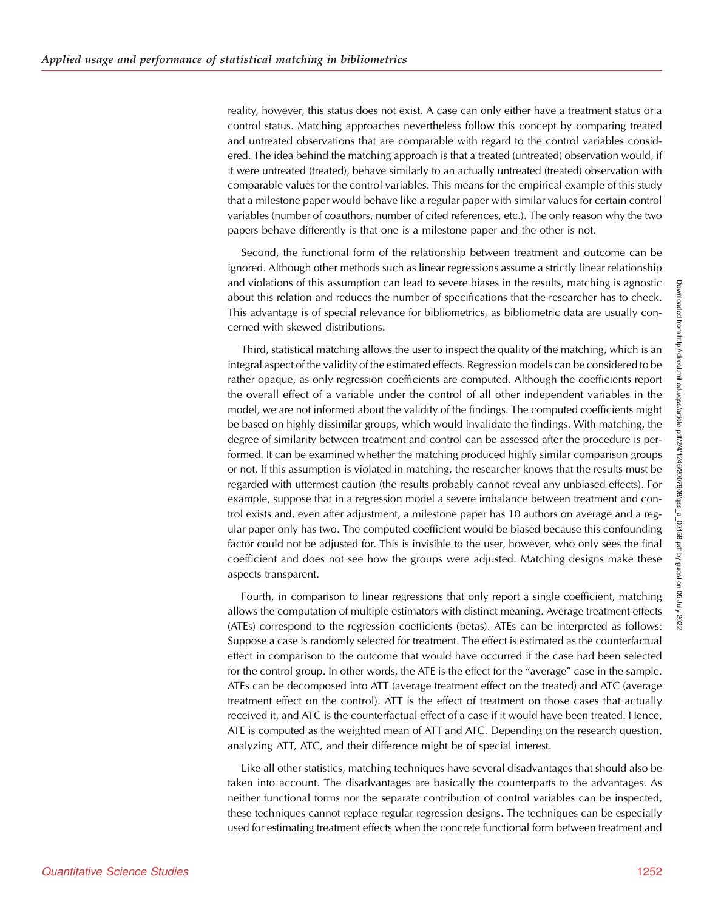reality, however, this status does not exist. A case can only either have a treatment status or a control status. Matching approaches nevertheless follow this concept by comparing treated and untreated observations that are comparable with regard to the control variables considered. The idea behind the matching approach is that a treated (untreated) observation would, if it were untreated (treated), behave similarly to an actually untreated (treated) observation with comparable values for the control variables. This means for the empirical example of this study that a milestone paper would behave like a regular paper with similar values for certain control variables (number of coauthors, number of cited references, etc.). The only reason why the two papers behave differently is that one is a milestone paper and the other is not.

Second, the functional form of the relationship between treatment and outcome can be ignored. Although other methods such as linear regressions assume a strictly linear relationship and violations of this assumption can lead to severe biases in the results, matching is agnostic about this relation and reduces the number of specifications that the researcher has to check. This advantage is of special relevance for bibliometrics, as bibliometric data are usually concerned with skewed distributions.

Third, statistical matching allows the user to inspect the quality of the matching, which is an integral aspect of the validity of the estimated effects. Regression models can be considered to be rather opaque, as only regression coefficients are computed. Although the coefficients report the overall effect of a variable under the control of all other independent variables in the model, we are not informed about the validity of the findings. The computed coefficients might be based on highly dissimilar groups, which would invalidate the findings. With matching, the degree of similarity between treatment and control can be assessed after the procedure is performed. It can be examined whether the matching produced highly similar comparison groups or not. If this assumption is violated in matching, the researcher knows that the results must be regarded with uttermost caution (the results probably cannot reveal any unbiased effects). For example, suppose that in a regression model a severe imbalance between treatment and control exists and, even after adjustment, a milestone paper has 10 authors on average and a regular paper only has two. The computed coefficient would be biased because this confounding factor could not be adjusted for. This is invisible to the user, however, who only sees the final coefficient and does not see how the groups were adjusted. Matching designs make these aspects transparent.

Fourth, in comparison to linear regressions that only report a single coefficient, matching allows the computation of multiple estimators with distinct meaning. Average treatment effects (ATEs) correspond to the regression coefficients (betas). ATEs can be interpreted as follows: Suppose a case is randomly selected for treatment. The effect is estimated as the counterfactual effect in comparison to the outcome that would have occurred if the case had been selected for the control group. In other words, the ATE is the effect for the "average" case in the sample. ATEs can be decomposed into ATT (average treatment effect on the treated) and ATC (average treatment effect on the control). ATT is the effect of treatment on those cases that actually received it, and ATC is the counterfactual effect of a case if it would have been treated. Hence, ATE is computed as the weighted mean of ATT and ATC. Depending on the research question, analyzing ATT, ATC, and their difference might be of special interest.

Like all other statistics, matching techniques have several disadvantages that should also be taken into account. The disadvantages are basically the counterparts to the advantages. As neither functional forms nor the separate contribution of control variables can be inspected, these techniques cannot replace regular regression designs. The techniques can be especially used for estimating treatment effects when the concrete functional form between treatment and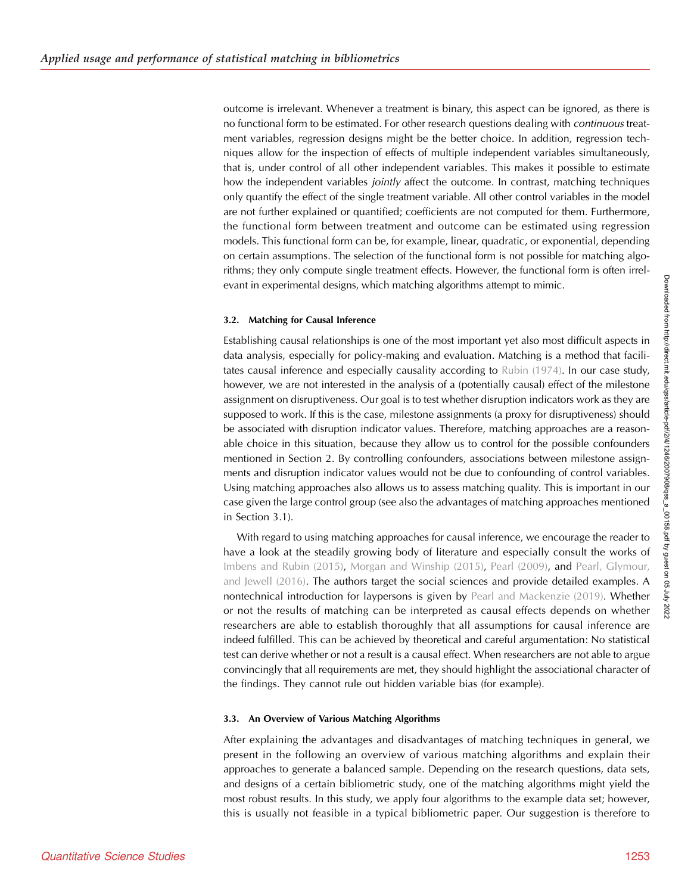outcome is irrelevant. Whenever a treatment is binary, this aspect can be ignored, as there is no functional form to be estimated. For other research questions dealing with *continuous* treatment variables, regression designs might be the better choice. In addition, regression techniques allow for the inspection of effects of multiple independent variables simultaneously, that is, under control of all other independent variables. This makes it possible to estimate how the independent variables *jointly* affect the outcome. In contrast, matching techniques only quantify the effect of the single treatment variable. All other control variables in the model are not further explained or quantified; coefficients are not computed for them. Furthermore, the functional form between treatment and outcome can be estimated using regression models. This functional form can be, for example, linear, quadratic, or exponential, depending on certain assumptions. The selection of the functional form is not possible for matching algorithms; they only compute single treatment effects. However, the functional form is often irrelevant in experimental designs, which matching algorithms attempt to mimic.

### 3.2. Matching for Causal Inference

Establishing causal relationships is one of the most important yet also most difficult aspects in data analysis, especially for policy-making and evaluation. Matching is a method that facilitates causal inference and especially causality according to Rubin (1974). In our case study, however, we are not interested in the analysis of a (potentially causal) effect of the milestone assignment on disruptiveness. Our goal is to test whether disruption indicators work as they are supposed to work. If this is the case, milestone assignments (a proxy for disruptiveness) should be associated with disruption indicator values. Therefore, matching approaches are a reasonable choice in this situation, because they allow us to control for the possible confounders mentioned in Section 2. By controlling confounders, associations between milestone assignments and disruption indicator values would not be due to confounding of control variables. Using matching approaches also allows us to assess matching quality. This is important in our case given the large control group (see also the advantages of matching approaches mentioned in Section 3.1).

With regard to using matching approaches for causal inference, we encourage the reader to have a look at the steadily growing body of literature and especially consult the works of Imbens and Rubin (2015), Morgan and Winship (2015), Pearl (2009), and Pearl, Glymour, and Jewell (2016). The authors target the social sciences and provide detailed examples. A nontechnical introduction for laypersons is given by Pearl and Mackenzie (2019). Whether or not the results of matching can be interpreted as causal effects depends on whether researchers are able to establish thoroughly that all assumptions for causal inference are indeed fulfilled. This can be achieved by theoretical and careful argumentation: No statistical test can derive whether or not a result is a causal effect. When researchers are not able to argue convincingly that all requirements are met, they should highlight the associational character of the findings. They cannot rule out hidden variable bias (for example).

### 3.3. An Overview of Various Matching Algorithms

After explaining the advantages and disadvantages of matching techniques in general, we present in the following an overview of various matching algorithms and explain their approaches to generate a balanced sample. Depending on the research questions, data sets, and designs of a certain bibliometric study, one of the matching algorithms might yield the most robust results. In this study, we apply four algorithms to the example data set; however, this is usually not feasible in a typical bibliometric paper. Our suggestion is therefore to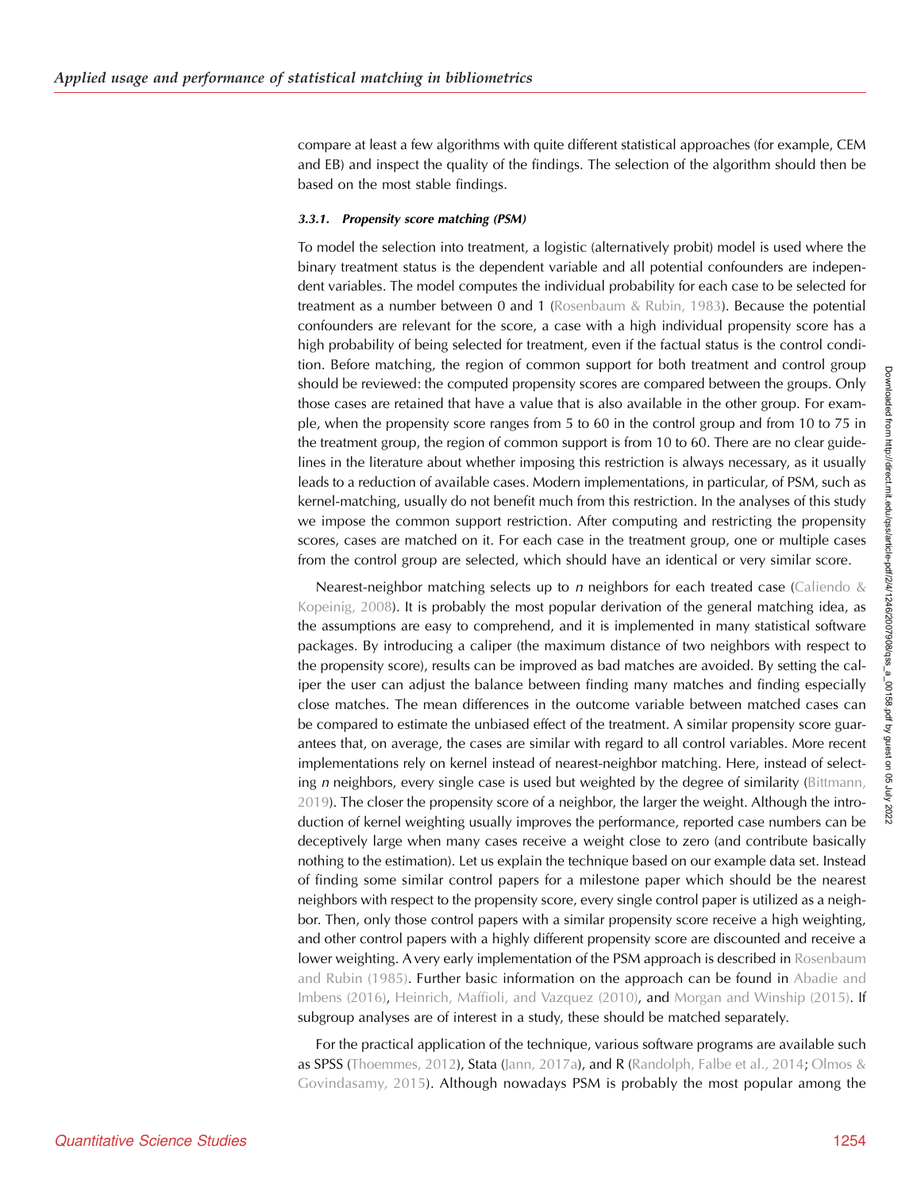compare at least a few algorithms with quite different statistical approaches (for example, CEM and EB) and inspect the quality of the findings. The selection of the algorithm should then be based on the most stable findings.

#### 3.3.1. Propensity score matching (PSM)

To model the selection into treatment, a logistic (alternatively probit) model is used where the binary treatment status is the dependent variable and all potential confounders are independent variables. The model computes the individual probability for each case to be selected for treatment as a number between 0 and 1 (Rosenbaum & Rubin, 1983). Because the potential confounders are relevant for the score, a case with a high individual propensity score has a high probability of being selected for treatment, even if the factual status is the control condition. Before matching, the region of common support for both treatment and control group should be reviewed: the computed propensity scores are compared between the groups. Only those cases are retained that have a value that is also available in the other group. For example, when the propensity score ranges from 5 to 60 in the control group and from 10 to 75 in the treatment group, the region of common support is from 10 to 60. There are no clear guidelines in the literature about whether imposing this restriction is always necessary, as it usually leads to a reduction of available cases. Modern implementations, in particular, of PSM, such as kernel-matching, usually do not benefit much from this restriction. In the analyses of this study we impose the common support restriction. After computing and restricting the propensity scores, cases are matched on it. For each case in the treatment group, one or multiple cases from the control group are selected, which should have an identical or very similar score.

Nearest-neighbor matching selects up to *n* neighbors for each treated case (Caliendo & Kopeinig, 2008). It is probably the most popular derivation of the general matching idea, as the assumptions are easy to comprehend, and it is implemented in many statistical software packages. By introducing a caliper (the maximum distance of two neighbors with respect to the propensity score), results can be improved as bad matches are avoided. By setting the caliper the user can adjust the balance between finding many matches and finding especially close matches. The mean differences in the outcome variable between matched cases can be compared to estimate the unbiased effect of the treatment. A similar propensity score guarantees that, on average, the cases are similar with regard to all control variables. More recent implementations rely on kernel instead of nearest-neighbor matching. Here, instead of selecting *n* neighbors, every single case is used but weighted by the degree of similarity (Bittmann, 2019). The closer the propensity score of a neighbor, the larger the weight. Although the introduction of kernel weighting usually improves the performance, reported case numbers can be deceptively large when many cases receive a weight close to zero (and contribute basically nothing to the estimation). Let us explain the technique based on our example data set. Instead of finding some similar control papers for a milestone paper which should be the nearest neighbors with respect to the propensity score, every single control paper is utilized as a neighbor. Then, only those control papers with a similar propensity score receive a high weighting, and other control papers with a highly different propensity score are discounted and receive a lower weighting. A very early implementation of the PSM approach is described in Rosenbaum and Rubin (1985). Further basic information on the approach can be found in Abadie and Imbens (2016), Heinrich, Maffioli, and Vazquez (2010), and Morgan and Winship (2015). If subgroup analyses are of interest in a study, these should be matched separately.

For the practical application of the technique, various software programs are available such as SPSS (Thoemmes, 2012), Stata (Jann, 2017a), and R (Randolph, Falbe et al., 2014; Olmos & Govindasamy, 2015). Although nowadays PSM is probably the most popular among the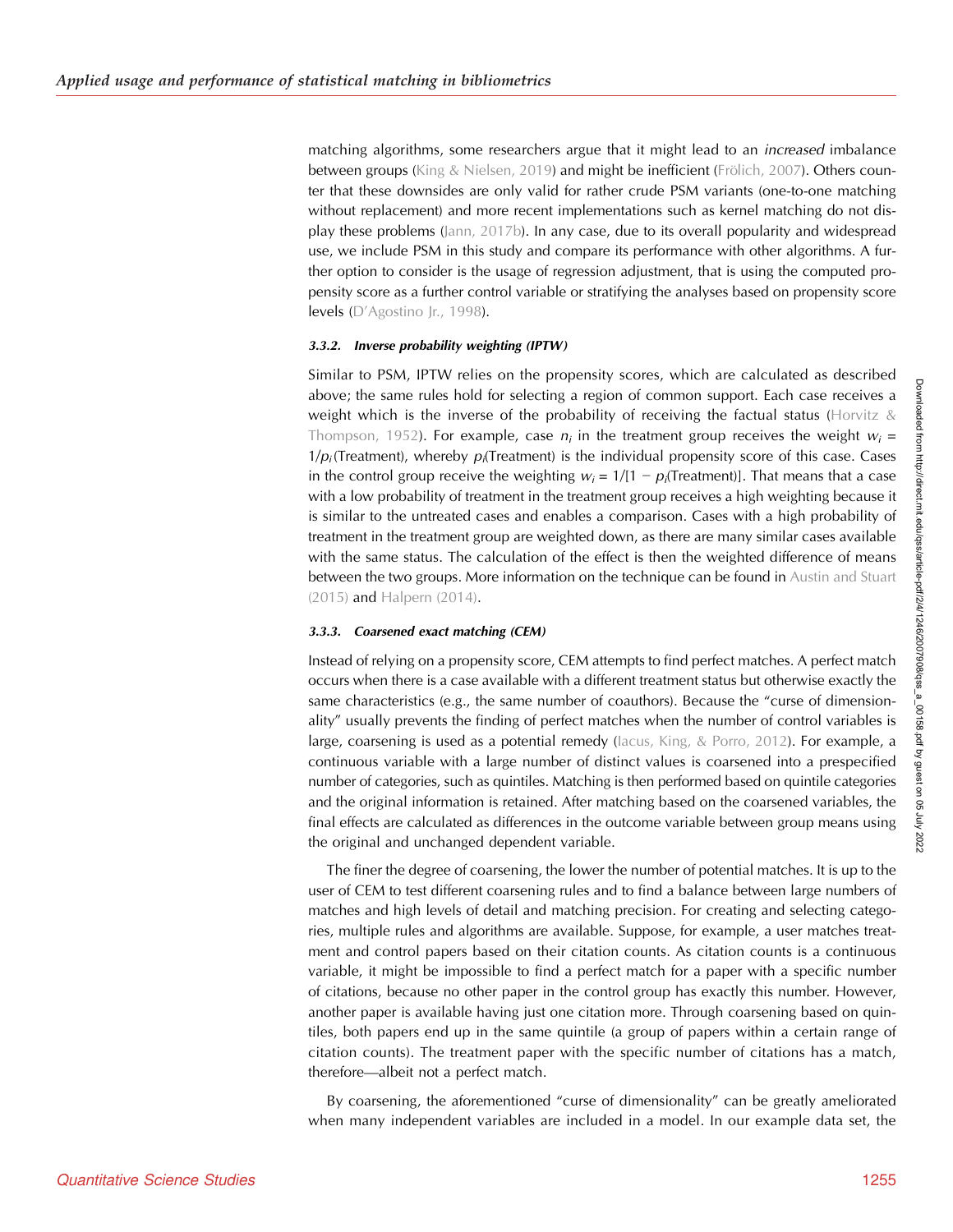matching algorithms, some researchers argue that it might lead to an *increased* imbalance between groups (King & Nielsen, 2019) and might be inefficient (Frölich, 2007). Others counter that these downsides are only valid for rather crude PSM variants (one-to-one matching without replacement) and more recent implementations such as kernel matching do not display these problems (Jann, 2017b). In any case, due to its overall popularity and widespread use, we include PSM in this study and compare its performance with other algorithms. A further option to consider is the usage of regression adjustment, that is using the computed propensity score as a further control variable or stratifying the analyses based on propensity score levels (D'Agostino Jr., 1998).

#### 3.3.2. Inverse probability weighting (IPTW)

Similar to PSM, IPTW relies on the propensity scores, which are calculated as described above; the same rules hold for selecting a region of common support. Each case receives a weight which is the inverse of the probability of receiving the factual status (Horvitz & Thompson, 1952). For example, case $n_i$ in the treatment group receives the weight $w_i = 1/p_i(\text{Treatment})$, whereby $p_i(\text{Treatment})$ is the individual propensity score of this case. Cases in the control group receive the weighting $w_i = 1/[1 - p_i(\text{Treatment})]$. That means that a case with a low probability of treatment in the treatment group receives a high weighting because it is similar to the untreated cases and enables a comparison. Cases with a high probability of treatment in the treatment group are weighted down, as there are many similar cases available with the same status. The calculation of the effect is then the weighted difference of means between the two groups. More information on the technique can be found in Austin and Stuart (2015) and Halpern (2014).

#### 3.3.3. Coarsened exact matching (CEM)

Instead of relying on a propensity score, CEM attempts to find perfect matches. A perfect match occurs when there is a case available with a different treatment status but otherwise exactly the same characteristics (e.g., the same number of coauthors). Because the "curse of dimensionality" usually prevents the finding of perfect matches when the number of control variables is large, coarsening is used as a potential remedy (Iacus, King, & Porro, 2012). For example, a continuous variable with a large number of distinct values is coarsened into a prespecified number of categories, such as quintiles. Matching is then performed based on quintile categories and the original information is retained. After matching based on the coarsened variables, the final effects are calculated as differences in the outcome variable between group means using the original and unchanged dependent variable.

The finer the degree of coarsening, the lower the number of potential matches. It is up to the user of CEM to test different coarsening rules and to find a balance between large numbers of matches and high levels of detail and matching precision. For creating and selecting categories, multiple rules and algorithms are available. Suppose, for example, a user matches treatment and control papers based on their citation counts. As citation counts is a continuous variable, it might be impossible to find a perfect match for a paper with a specific number of citations, because no other paper in the control group has exactly this number. However, another paper is available having just one citation more. Through coarsening based on quintiles, both papers end up in the same quintile (a group of papers within a certain range of citation counts). The treatment paper with the specific number of citations has a match, therefore—albeit not a perfect match.

By coarsening, the aforementioned "curse of dimensionality" can be greatly ameliorated when many independent variables are included in a model. In our example data set, the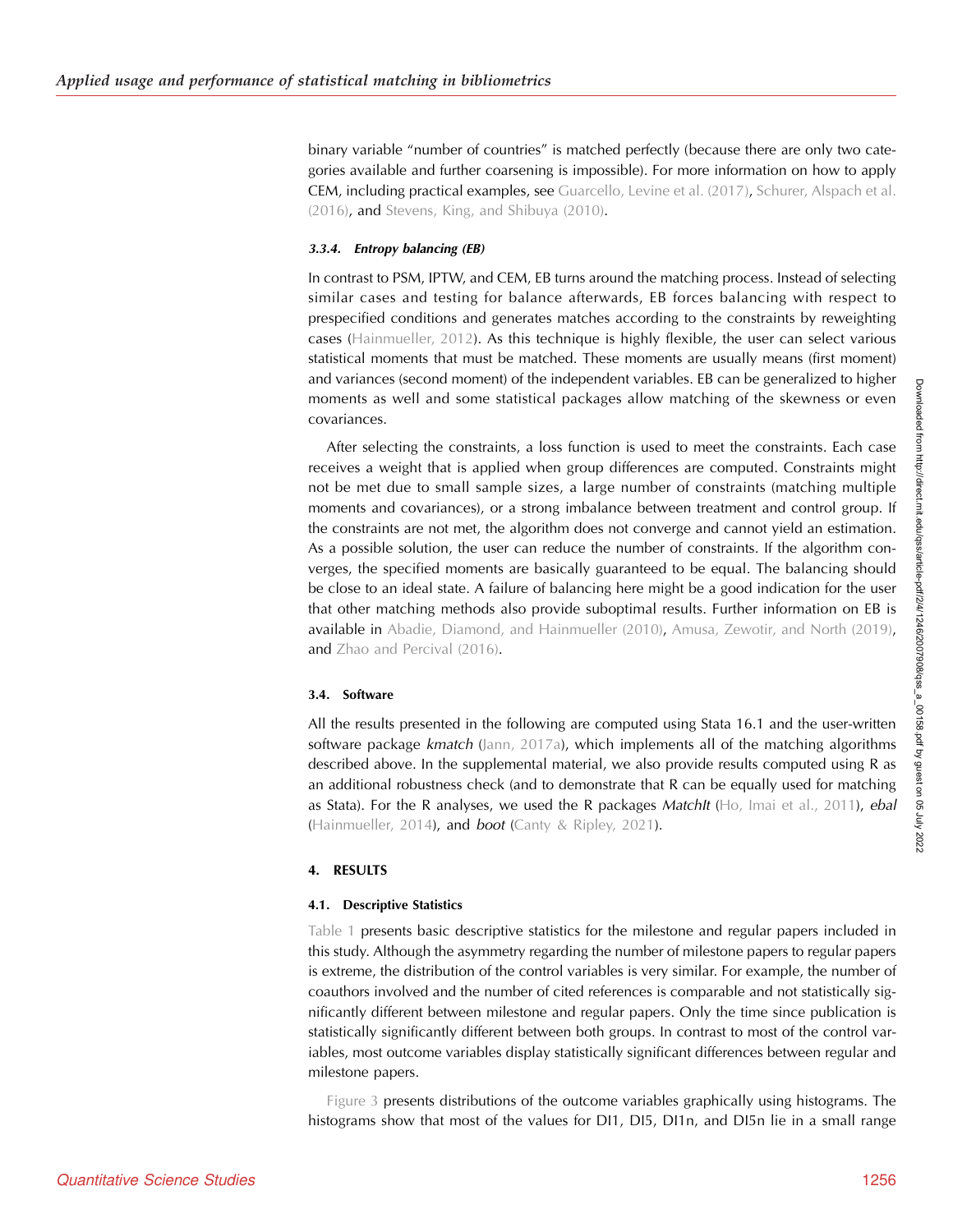binary variable "number of countries" is matched perfectly (because there are only two categories available and further coarsening is impossible). For more information on how to apply CEM, including practical examples, see Guarcello, Levine et al. (2017), Schurer, Alspach et al. (2016), and Stevens, King, and Shibuya (2010).

#### 3.3.4. Entropy balancing (EB)

In contrast to PSM, IPTW, and CEM, EB turns around the matching process. Instead of selecting similar cases and testing for balance afterwards, EB forces balancing with respect to prespecified conditions and generates matches according to the constraints by reweighting cases (Hainmueller, 2012). As this technique is highly flexible, the user can select various statistical moments that must be matched. These moments are usually means (first moment) and variances (second moment) of the independent variables. EB can be generalized to higher moments as well and some statistical packages allow matching of the skewness or even covariances.

After selecting the constraints, a loss function is used to meet the constraints. Each case receives a weight that is applied when group differences are computed. Constraints might not be met due to small sample sizes, a large number of constraints (matching multiple moments and covariances), or a strong imbalance between treatment and control group. If the constraints are not met, the algorithm does not converge and cannot yield an estimation. As a possible solution, the user can reduce the number of constraints. If the algorithm converges, the specified moments are basically guaranteed to be equal. The balancing should be close to an ideal state. A failure of balancing here might be a good indication for the user that other matching methods also provide suboptimal results. Further information on EB is available in Abadie, Diamond, and Hainmueller (2010), Amusa, Zewotir, and North (2019), and Zhao and Percival (2016).

### 3.4. Software

All the results presented in the following are computed using Stata 16.1 and the user-written software package *kmatch* (Jann, 2017a), which implements all of the matching algorithms described above. In the supplemental material, we also provide results computed using R as an additional robustness check (and to demonstrate that R can be equally used for matching as Stata). For the R analyses, we used the R packages *MatchIt* (Ho, Imai et al., 2011), *ebal* (Hainmueller, 2014), and *boot* (Canty & Ripley, 2021).

## 4. RESULTS

### 4.1. Descriptive Statistics

Table 1 presents basic descriptive statistics for the milestone and regular papers included in this study. Although the asymmetry regarding the number of milestone papers to regular papers is extreme, the distribution of the control variables is very similar. For example, the number of coauthors involved and the number of cited references is comparable and not statistically significantly different between milestone and regular papers. Only the time since publication is statistically significantly different between both groups. In contrast to most of the control variables, most outcome variables display statistically significant differences between regular and milestone papers.

Figure 3 presents distributions of the outcome variables graphically using histograms. The histograms show that most of the values for DI1, DI5, DI1n, and DI5n lie in a small range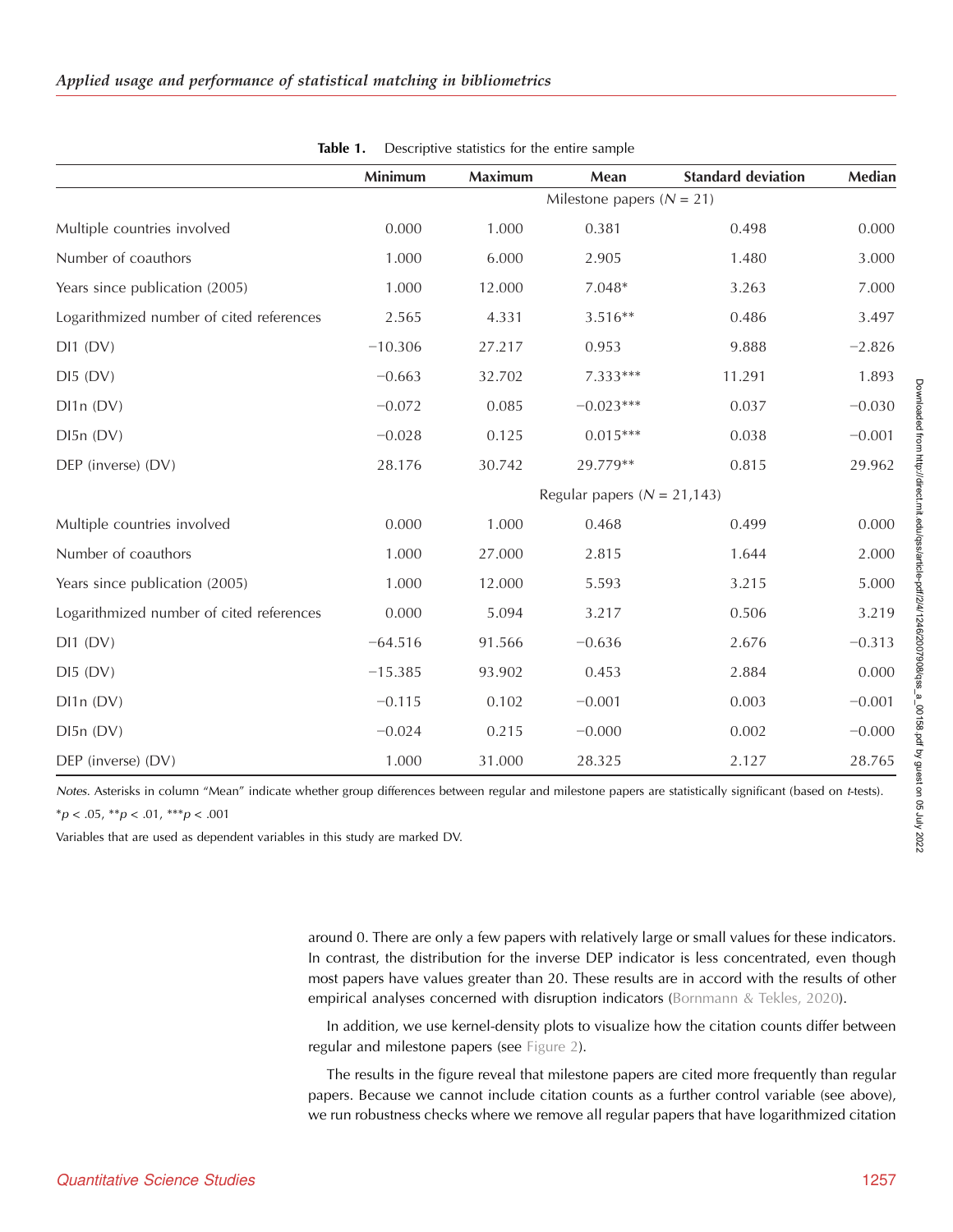**Table 1.** Descriptive statistics for the entire sample

| | Minimum | Maximum | Mean | Standard deviation | Median |
|---|---|---|---|---|---|
| | | | Milestone papers ($N$ = 21) | | |
| Multiple countries involved | 0.000 | 1.000 | 0.381 | 0.498 | 0.000 |
| Number of coauthors | 1.000 | 6.000 | 2.905 | 1.480 | 3.000 |
| Years since publication (2005) | 1.000 | 12.000 | 7.048* | 3.263 | 7.000 |
| Logarithmized number of cited references | 2.565 | 4.331 | 3.516** | 0.486 | 3.497 |
| DI1 (DV) | −10.306 | 27.217 | 0.953 | 9.888 | −2.826 |
| DI5 (DV) | −0.663 | 32.702 | 7.333*** | 11.291 | 1.893 |
| DI1n (DV) | −0.072 | 0.085 | −0.023*** | 0.037 | −0.030 |
| DI5n (DV) | −0.028 | 0.125 | 0.015*** | 0.038 | −0.001 |
| DEP (inverse) (DV) | 28.176 | 30.742 | 29.779** | 0.815 | 29.962 |
| | | | Regular papers ($N$ = 21,143) | | |
| Multiple countries involved | 0.000 | 1.000 | 0.468 | 0.499 | 0.000 |
| Number of coauthors | 1.000 | 27.000 | 2.815 | 1.644 | 2.000 |
| Years since publication (2005) | 1.000 | 12.000 | 5.593 | 3.215 | 5.000 |
| Logarithmized number of cited references | 0.000 | 5.094 | 3.217 | 0.506 | 3.219 |
| DI1 (DV) | −64.516 | 91.566 | −0.636 | 2.676 | −0.313 |
| DI5 (DV) | −15.385 | 93.902 | 0.453 | 2.884 | 0.000 |
| DI1n (DV) | −0.115 | 0.102 | −0.001 | 0.003 | −0.001 |
| DI5n (DV) | −0.024 | 0.215 | −0.000 | 0.002 | −0.000 |
| DEP (inverse) (DV) | 1.000 | 31.000 | 28.325 | 2.127 | 28.765 |

*Notes*. Asterisks in column "Mean" indicate whether group differences between regular and milestone papers are statistically significant (based on *t*-tests).
*$p < .05$, **$p < .01$, ***$p < .001$

Variables that are used as dependent variables in this study are marked DV.

around 0. There are only a few papers with relatively large or small values for these indicators. In contrast, the distribution for the inverse DEP indicator is less concentrated, even though most papers have values greater than 20. These results are in accord with the results of other empirical analyses concerned with disruption indicators (Bornmann & Tekles, 2020).

In addition, we use kernel-density plots to visualize how the citation counts differ between regular and milestone papers (see Figure 2).

The results in the figure reveal that milestone papers are cited more frequently than regular papers. Because we cannot include citation counts as a further control variable (see above), we run robustness checks where we remove all regular papers that have logarithmized citation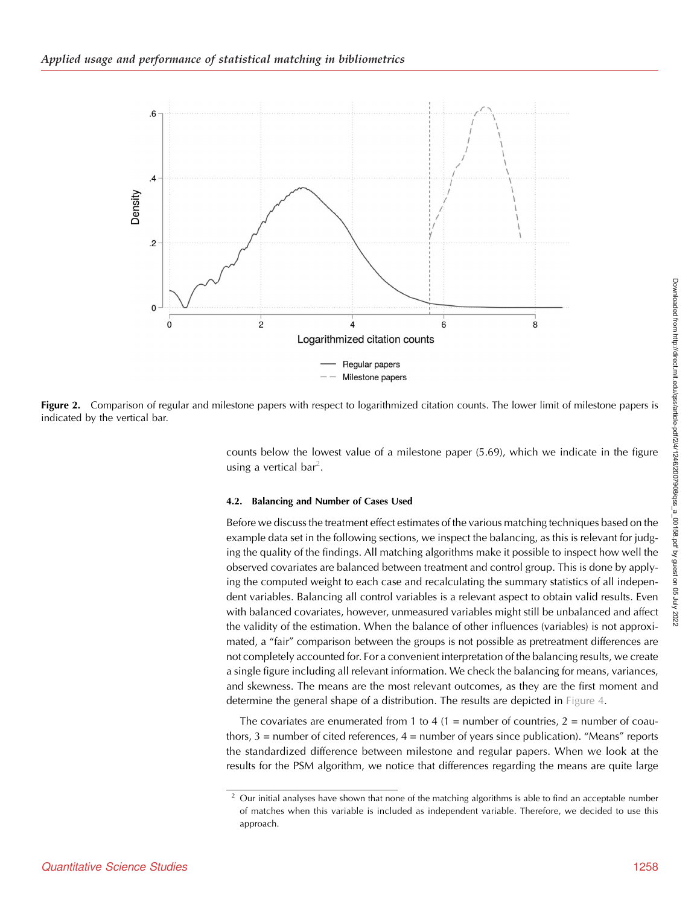Figure 2. Comparison of regular and milestone papers with respect to logarithmized citation counts. The lower limit of milestone papers is indicated by the vertical bar.

counts below the lowest value of a milestone paper (5.69), which we indicate in the figure using a vertical bar[2].

### 4.2. Balancing and Number of Cases Used

Before we discuss the treatment effect estimates of the various matching techniques based on the example data set in the following sections, we inspect the balancing, as this is relevant for judging the quality of the findings. All matching algorithms make it possible to inspect how well the observed covariates are balanced between treatment and control group. This is done by applying the computed weight to each case and recalculating the summary statistics of all independent variables. Balancing all control variables is a relevant aspect to obtain valid results. Even with balanced covariates, however, unmeasured variables might still be unbalanced and affect the validity of the estimation. When the balance of other influences (variables) is not approximated, a "fair" comparison between the groups is not possible as pretreatment differences are not completely accounted for. For a convenient interpretation of the balancing results, we create a single figure including all relevant information. We check the balancing for means, variances, and skewness. The means are the most relevant outcomes, as they are the first moment and determine the general shape of a distribution. The results are depicted in Figure 4.

The covariates are enumerated from 1 to 4 (1 = number of countries, 2 = number of coauthors, 3 = number of cited references, 4 = number of years since publication). "Means" reports the standardized difference between milestone and regular papers. When we look at the results for the PSM algorithm, we notice that differences regarding the means are quite large

[2] Our initial analyses have shown that none of the matching algorithms is able to find an acceptable number of matches when this variable is included as independent variable. Therefore, we decided to use this approach.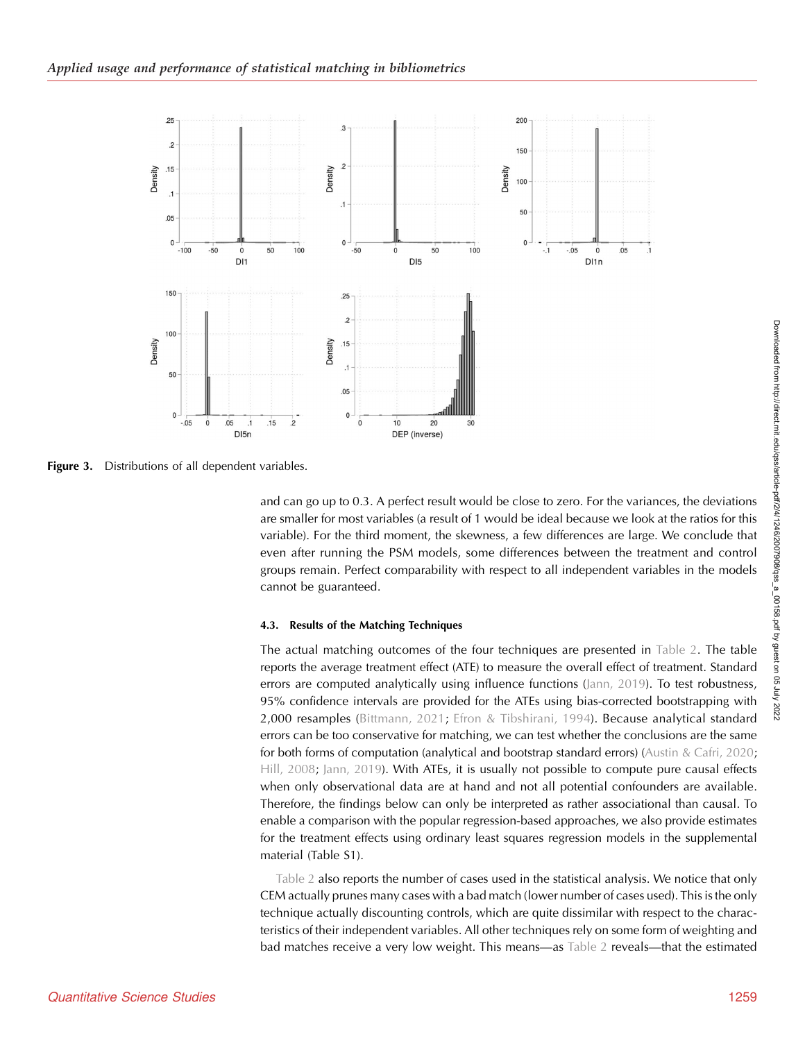Figure 3. Distributions of all dependent variables.

and can go up to 0.3. A perfect result would be close to zero. For the variances, the deviations are smaller for most variables (a result of 1 would be ideal because we look at the ratios for this variable). For the third moment, the skewness, a few differences are large. We conclude that even after running the PSM models, some differences between the treatment and control groups remain. Perfect comparability with respect to all independent variables in the models cannot be guaranteed.

### 4.3. Results of the Matching Techniques

The actual matching outcomes of the four techniques are presented in Table 2. The table reports the average treatment effect (ATE) to measure the overall effect of treatment. Standard errors are computed analytically using influence functions (Jann, 2019). To test robustness, 95% confidence intervals are provided for the ATEs using bias-corrected bootstrapping with 2,000 resamples (Bittmann, 2021; Efron & Tibshirani, 1994). Because analytical standard errors can be too conservative for matching, we can test whether the conclusions are the same for both forms of computation (analytical and bootstrap standard errors) (Austin & Cafri, 2020; Hill, 2008; Jann, 2019). With ATEs, it is usually not possible to compute pure causal effects when only observational data are at hand and not all potential confounders are available. Therefore, the findings below can only be interpreted as rather associational than causal. To enable a comparison with the popular regression-based approaches, we also provide estimates for the treatment effects using ordinary least squares regression models in the supplemental material (Table S1).

Table 2 also reports the number of cases used in the statistical analysis. We notice that only CEM actually prunes many cases with a bad match (lower number of cases used). This is the only technique actually discounting controls, which are quite dissimilar with respect to the characteristics of their independent variables. All other techniques rely on some form of weighting and bad matches receive a very low weight. This means—as Table 2 reveals—that the estimated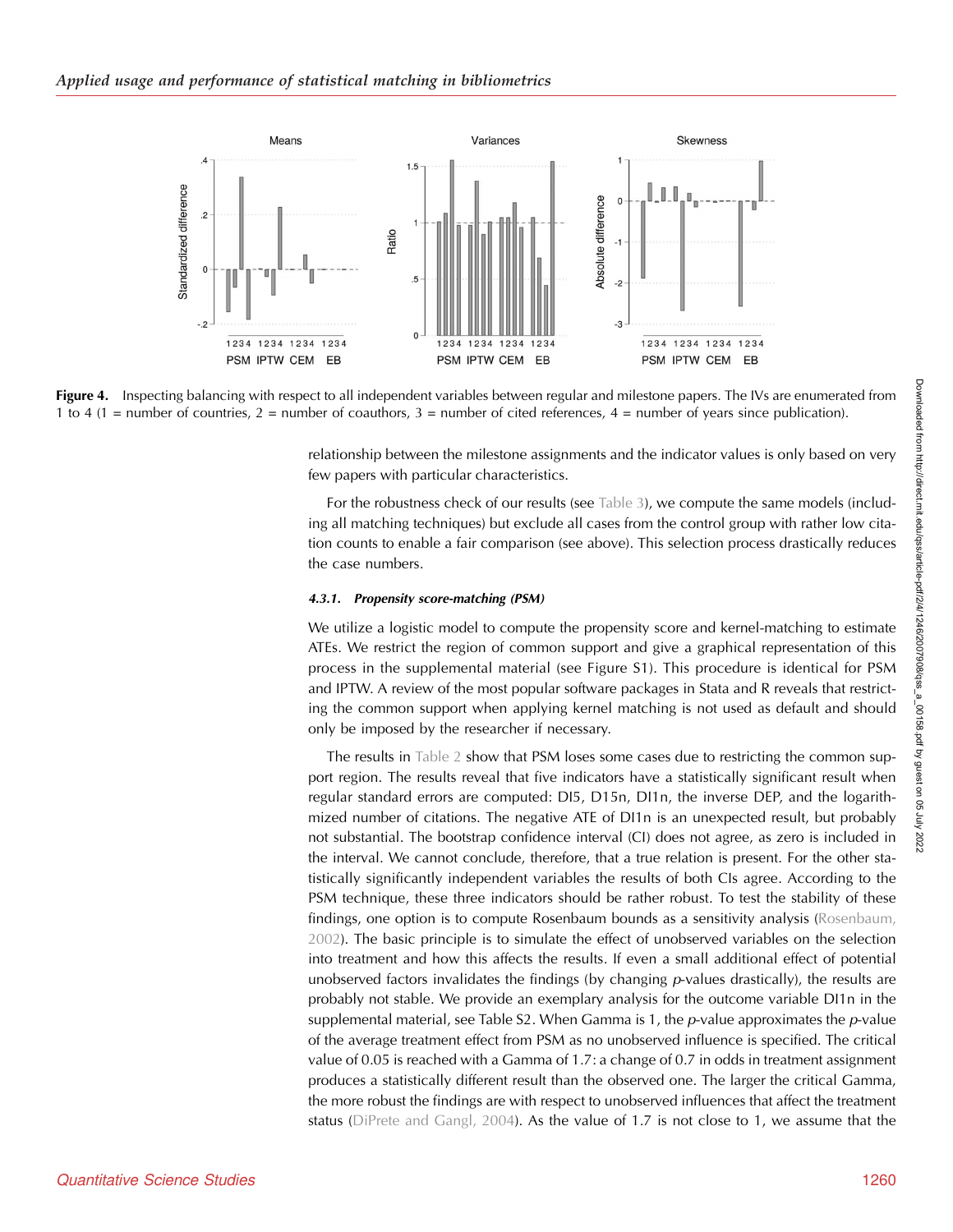**Figure 4.** Inspecting balancing with respect to all independent variables between regular and milestone papers. The IVs are enumerated from 1 to 4 (1 = number of countries, 2 = number of coauthors, 3 = number of cited references, 4 = number of years since publication).

relationship between the milestone assignments and the indicator values is only based on very few papers with particular characteristics.

For the robustness check of our results (see Table 3), we compute the same models (including all matching techniques) but exclude all cases from the control group with rather low citation counts to enable a fair comparison (see above). This selection process drastically reduces the case numbers.

#### 4.3.1. *Propensity score-matching (PSM)*

We utilize a logistic model to compute the propensity score and kernel-matching to estimate ATEs. We restrict the region of common support and give a graphical representation of this process in the supplemental material (see Figure S1). This procedure is identical for PSM and IPTW. A review of the most popular software packages in Stata and R reveals that restricting the common support when applying kernel matching is not used as default and should only be imposed by the researcher if necessary.

The results in Table 2 show that PSM loses some cases due to restricting the common support region. The results reveal that five indicators have a statistically significant result when regular standard errors are computed: DI5, D15n, DI1n, the inverse DEP, and the logarithmized number of citations. The negative ATE of DI1n is an unexpected result, but probably not substantial. The bootstrap confidence interval (CI) does not agree, as zero is included in the interval. We cannot conclude, therefore, that a true relation is present. For the other statistically significantly independent variables the results of both CIs agree. According to the PSM technique, these three indicators should be rather robust. To test the stability of these findings, one option is to compute Rosenbaum bounds as a sensitivity analysis (Rosenbaum, 2002). The basic principle is to simulate the effect of unobserved variables on the selection into treatment and how this affects the results. If even a small additional effect of potential unobserved factors invalidates the findings (by changing *p*-values drastically), the results are probably not stable. We provide an exemplary analysis for the outcome variable DI1n in the supplemental material, see Table S2. When Gamma is 1, the *p*-value approximates the *p*-value of the average treatment effect from PSM as no unobserved influence is specified. The critical value of 0.05 is reached with a Gamma of 1.7: a change of 0.7 in odds in treatment assignment produces a statistically different result than the observed one. The larger the critical Gamma, the more robust the findings are with respect to unobserved influences that affect the treatment status (DiPrete and Gangl, 2004). As the value of 1.7 is not close to 1, we assume that the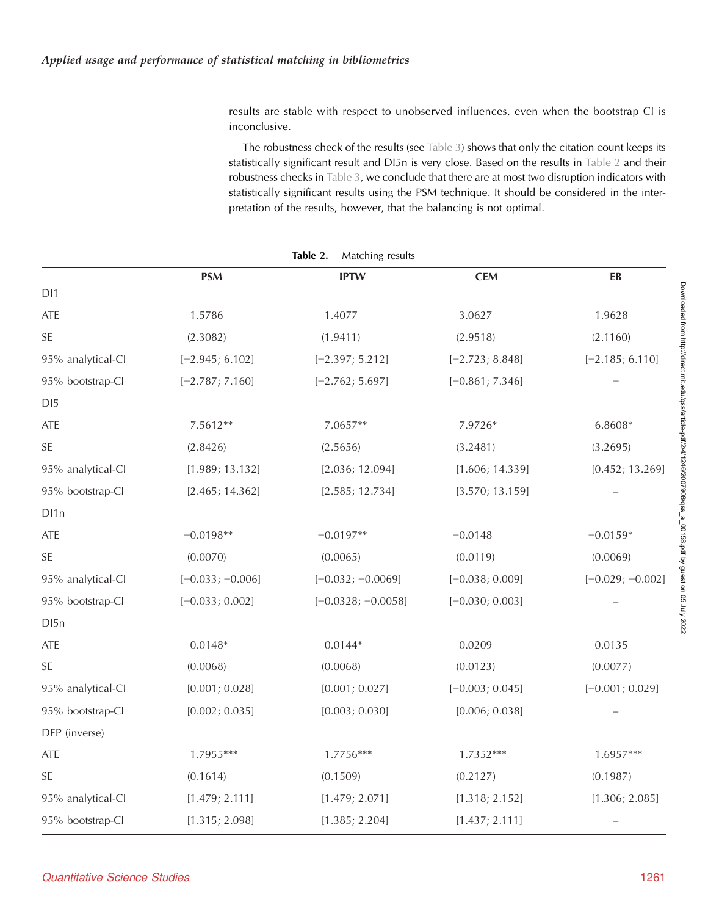results are stable with respect to unobserved influences, even when the bootstrap CI is inconclusive.

The robustness check of the results (see Table 3) shows that only the citation count keeps its statistically significant result and DI5n is very close. Based on the results in Table 2 and their robustness checks in Table 3, we conclude that there are at most two disruption indicators with statistically significant results using the PSM technique. It should be considered in the interpretation of the results, however, that the balancing is not optimal.

**Table 2.** Matching results

| | PSM | IPTW | CEM | EB |
|---|---|---|---|---|
| DI1 | | | | |
| ATE | 1.5786 | 1.4077 | 3.0627 | 1.9628 |
| SE | (2.3082) | (1.9411) | (2.9518) | (2.1160) |
| 95% analytical-CI | [−2.945; 6.102] | [−2.397; 5.212] | [−2.723; 8.848] | [−2.185; 6.110] |
| 95% bootstrap-CI | [−2.787; 7.160] | [−2.762; 5.697] | [−0.861; 7.346] | – |
| DI5 | | | | |
| ATE | 7.5612** | 7.0657** | 7.9726* | 6.8608* |
| SE | (2.8426) | (2.5656) | (3.2481) | (3.2695) |
| 95% analytical-CI | [1.989; 13.132] | [2.036; 12.094] | [1.606; 14.339] | [0.452; 13.269] |
| 95% bootstrap-CI | [2.465; 14.362] | [2.585; 12.734] | [3.570; 13.159] | – |
| DI1n | | | | |
| ATE | −0.0198** | −0.0197** | −0.0148 | −0.0159* |
| SE | (0.0070) | (0.0065) | (0.0119) | (0.0069) |
| 95% analytical-CI | [−0.033; −0.006] | [−0.032; −0.0069] | [−0.038; 0.009] | [−0.029; −0.002] |
| 95% bootstrap-CI | [−0.033; 0.002] | [−0.0328; −0.0058] | [−0.030; 0.003] | – |
| DI5n | | | | |
| ATE | 0.0148* | 0.0144* | 0.0209 | 0.0135 |
| SE | (0.0068) | (0.0068) | (0.0123) | (0.0077) |
| 95% analytical-CI | [0.001; 0.028] | [0.001; 0.027] | [−0.003; 0.045] | [−0.001; 0.029] |
| 95% bootstrap-CI | [0.002; 0.035] | [0.003; 0.030] | [0.006; 0.038] | – |
| DEP (inverse) | | | | |
| ATE | 1.7955*** | 1.7756*** | 1.7352*** | 1.6957*** |
| SE | (0.1614) | (0.1509) | (0.2127) | (0.1987) |
| 95% analytical-CI | [1.479; 2.111] | [1.479; 2.071] | [1.318; 2.152] | [1.306; 2.085] |
| 95% bootstrap-CI | [1.315; 2.098] | [1.385; 2.204] | [1.437; 2.111] | – |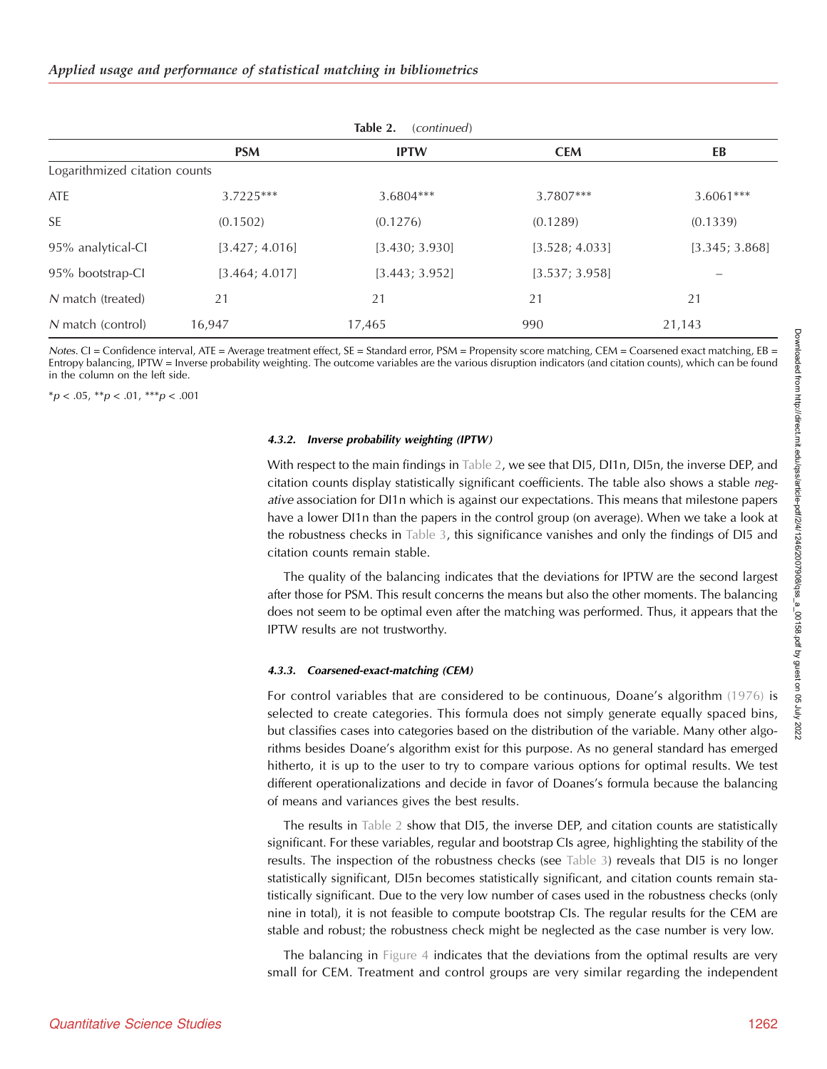**Table 2.** (*continued*)

| | PSM | IPTW | CEM | EB |
|---|---|---|---|---|
| Logarithmized citation counts | | | | |
| ATE | 3.7225*** | 3.6804*** | 3.7807*** | 3.6061*** |
| SE | (0.1502) | (0.1276) | (0.1289) | (0.1339) |
| 95% analytical-CI | [3.427; 4.016] | [3.430; 3.930] | [3.528; 4.033] | [3.345; 3.868] |
| 95% bootstrap-CI | [3.464; 4.017] | [3.443; 3.952] | [3.537; 3.958] | – |
| *N* match (treated) | 21 | 21 | 21 | 21 |
| *N* match (control) | 16,947 | 17,465 | 990 | 21,143 |

*Notes*. CI = Confidence interval, ATE = Average treatment effect, SE = Standard error, PSM = Propensity score matching, CEM = Coarsened exact matching, EB = Entropy balancing, IPTW = Inverse probability weighting. The outcome variables are the various disruption indicators (and citation counts), which can be found in the column on the left side.

*$p < .05$, **$p < .01$, ***$p < .001$

#### 4.3.2. Inverse probability weighting (IPTW)

With respect to the main findings in Table 2, we see that DI5, DI1n, DI5n, the inverse DEP, and citation counts display statistically significant coefficients. The table also shows a stable *negative* association for DI1n which is against our expectations. This means that milestone papers have a lower DI1n than the papers in the control group (on average). When we take a look at the robustness checks in Table 3, this significance vanishes and only the findings of DI5 and citation counts remain stable.

The quality of the balancing indicates that the deviations for IPTW are the second largest after those for PSM. This result concerns the means but also the other moments. The balancing does not seem to be optimal even after the matching was performed. Thus, it appears that the IPTW results are not trustworthy.

#### 4.3.3. Coarsened-exact-matching (CEM)

For control variables that are considered to be continuous, Doane's algorithm (1976) is selected to create categories. This formula does not simply generate equally spaced bins, but classifies cases into categories based on the distribution of the variable. Many other algorithms besides Doane's algorithm exist for this purpose. As no general standard has emerged hitherto, it is up to the user to try to compare various options for optimal results. We test different operationalizations and decide in favor of Doanes's formula because the balancing of means and variances gives the best results.

The results in Table 2 show that DI5, the inverse DEP, and citation counts are statistically significant. For these variables, regular and bootstrap CIs agree, highlighting the stability of the results. The inspection of the robustness checks (see Table 3) reveals that DI5 is no longer statistically significant, DI5n becomes statistically significant, and citation counts remain statistically significant. Due to the very low number of cases used in the robustness checks (only nine in total), it is not feasible to compute bootstrap CIs. The regular results for the CEM are stable and robust; the robustness check might be neglected as the case number is very low.

The balancing in Figure 4 indicates that the deviations from the optimal results are very small for CEM. Treatment and control groups are very similar regarding the independent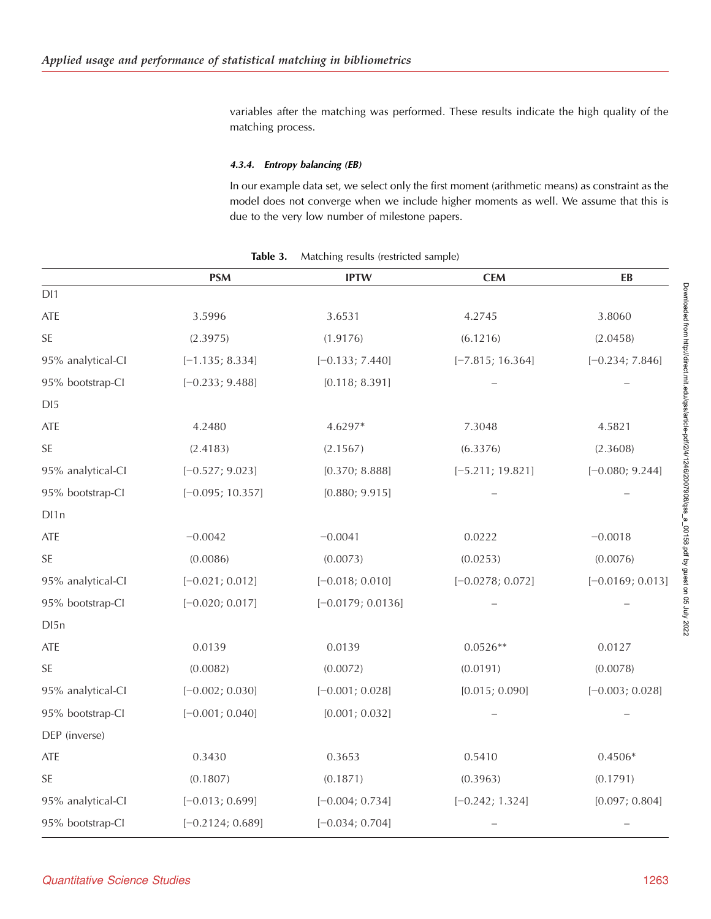variables after the matching was performed. These results indicate the high quality of the matching process.

#### 4.3.4. Entropy balancing (EB)

In our example data set, we select only the first moment (arithmetic means) as constraint as the model does not converge when we include higher moments as well. We assume that this is due to the very low number of milestone papers.

**Table 3.** Matching results (restricted sample)

| | PSM | IPTW | CEM | EB |
|---|---|---|---|---|
| DI1 | | | | |
| ATE | 3.5996 | 3.6531 | 4.2745 | 3.8060 |
| SE | (2.3975) | (1.9176) | (6.1216) | (2.0458) |
| 95% analytical-CI | [−1.135; 8.334] | [−0.133; 7.440] | [−7.815; 16.364] | [−0.234; 7.846] |
| 95% bootstrap-CI | [−0.233; 9.488] | [0.118; 8.391] | – | – |
| DI5 | | | | |
| ATE | 4.2480 | 4.6297* | 7.3048 | 4.5821 |
| SE | (2.4183) | (2.1567) | (6.3376) | (2.3608) |
| 95% analytical-CI | [−0.527; 9.023] | [0.370; 8.888] | [−5.211; 19.821] | [−0.080; 9.244] |
| 95% bootstrap-CI | [−0.095; 10.357] | [0.880; 9.915] | – | – |
| DI1n | | | | |
| ATE | −0.0042 | −0.0041 | 0.0222 | −0.0018 |
| SE | (0.0086) | (0.0073) | (0.0253) | (0.0076) |
| 95% analytical-CI | [−0.021; 0.012] | [−0.018; 0.010] | [−0.0278; 0.072] | [−0.0169; 0.013] |
| 95% bootstrap-CI | [−0.020; 0.017] | [−0.0179; 0.0136] | – | – |
| DI5n | | | | |
| ATE | 0.0139 | 0.0139 | 0.0526** | 0.0127 |
| SE | (0.0082) | (0.0072) | (0.0191) | (0.0078) |
| 95% analytical-CI | [−0.002; 0.030] | [−0.001; 0.028] | [0.015; 0.090] | [−0.003; 0.028] |
| 95% bootstrap-CI | [−0.001; 0.040] | [0.001; 0.032] | – | – |
| DEP (inverse) | | | | |
| ATE | 0.3430 | 0.3653 | 0.5410 | 0.4506* |
| SE | (0.1807) | (0.1871) | (0.3963) | (0.1791) |
| 95% analytical-CI | [−0.013; 0.699] | [−0.004; 0.734] | [−0.242; 1.324] | [0.097; 0.804] |
| 95% bootstrap-CI | [−0.2124; 0.689] | [−0.034; 0.704] | – | – |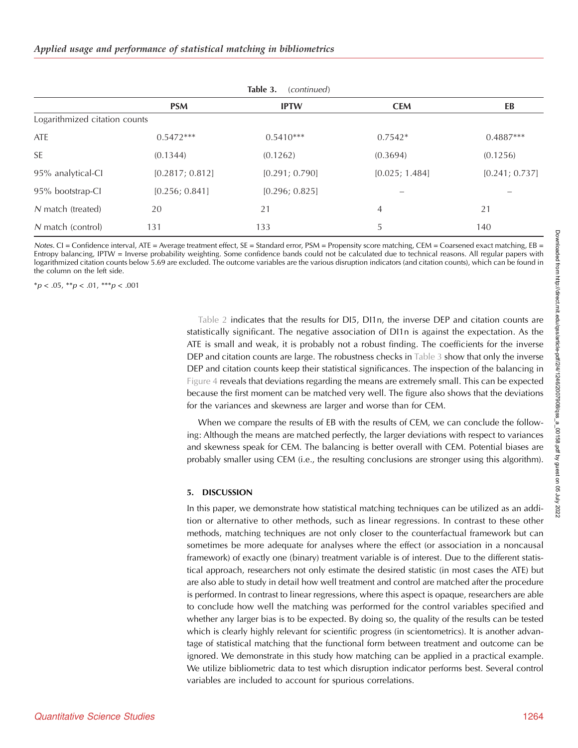**Table 3.** (*continued*)

| | PSM | IPTW | CEM | EB |
|---|---|---|---|---|
| Logarithmized citation counts | | | | |
| ATE | 0.5472*** | 0.5410*** | 0.7542* | 0.4887*** |
| SE | (0.1344) | (0.1262) | (0.3694) | (0.1256) |
| 95% analytical-CI | [0.2817; 0.812] | [0.291; 0.790] | [0.025; 1.484] | [0.241; 0.737] |
| 95% bootstrap-CI | [0.256; 0.841] | [0.296; 0.825] | – | – |
| *N* match (treated) | 20 | 21 | 4 | 21 |
| *N* match (control) | 131 | 133 | 5 | 140 |

*Notes*. CI = Confidence interval, ATE = Average treatment effect, SE = Standard error, PSM = Propensity score matching, CEM = Coarsened exact matching, EB = Entropy balancing, IPTW = Inverse probability weighting. Some confidence bands could not be calculated due to technical reasons. All regular papers with logarithmized citation counts below 5.69 are excluded. The outcome variables are the various disruption indicators (and citation counts), which can be found in the column on the left side.

*$p < .05$, **$p < .01$, ***$p < .001$

Table 2 indicates that the results for DI5, DI1n, the inverse DEP and citation counts are statistically significant. The negative association of DI1n is against the expectation. As the ATE is small and weak, it is probably not a robust finding. The coefficients for the inverse DEP and citation counts are large. The robustness checks in Table 3 show that only the inverse DEP and citation counts keep their statistical significances. The inspection of the balancing in Figure 4 reveals that deviations regarding the means are extremely small. This can be expected because the first moment can be matched very well. The figure also shows that the deviations for the variances and skewness are larger and worse than for CEM.

When we compare the results of EB with the results of CEM, we can conclude the following: Although the means are matched perfectly, the larger deviations with respect to variances and skewness speak for CEM. The balancing is better overall with CEM. Potential biases are probably smaller using CEM (i.e., the resulting conclusions are stronger using this algorithm).

## 5. DISCUSSION

In this paper, we demonstrate how statistical matching techniques can be utilized as an addition or alternative to other methods, such as linear regressions. In contrast to these other methods, matching techniques are not only closer to the counterfactual framework but can sometimes be more adequate for analyses where the effect (or association in a noncausal framework) of exactly one (binary) treatment variable is of interest. Due to the different statistical approach, researchers not only estimate the desired statistic (in most cases the ATE) but are also able to study in detail how well treatment and control are matched after the procedure is performed. In contrast to linear regressions, where this aspect is opaque, researchers are able to conclude how well the matching was performed for the control variables specified and whether any larger bias is to be expected. By doing so, the quality of the results can be tested which is clearly highly relevant for scientific progress (in scientometrics). It is another advantage of statistical matching that the functional form between treatment and outcome can be ignored. We demonstrate in this study how matching can be applied in a practical example. We utilize bibliometric data to test which disruption indicator performs best. Several control variables are included to account for spurious correlations.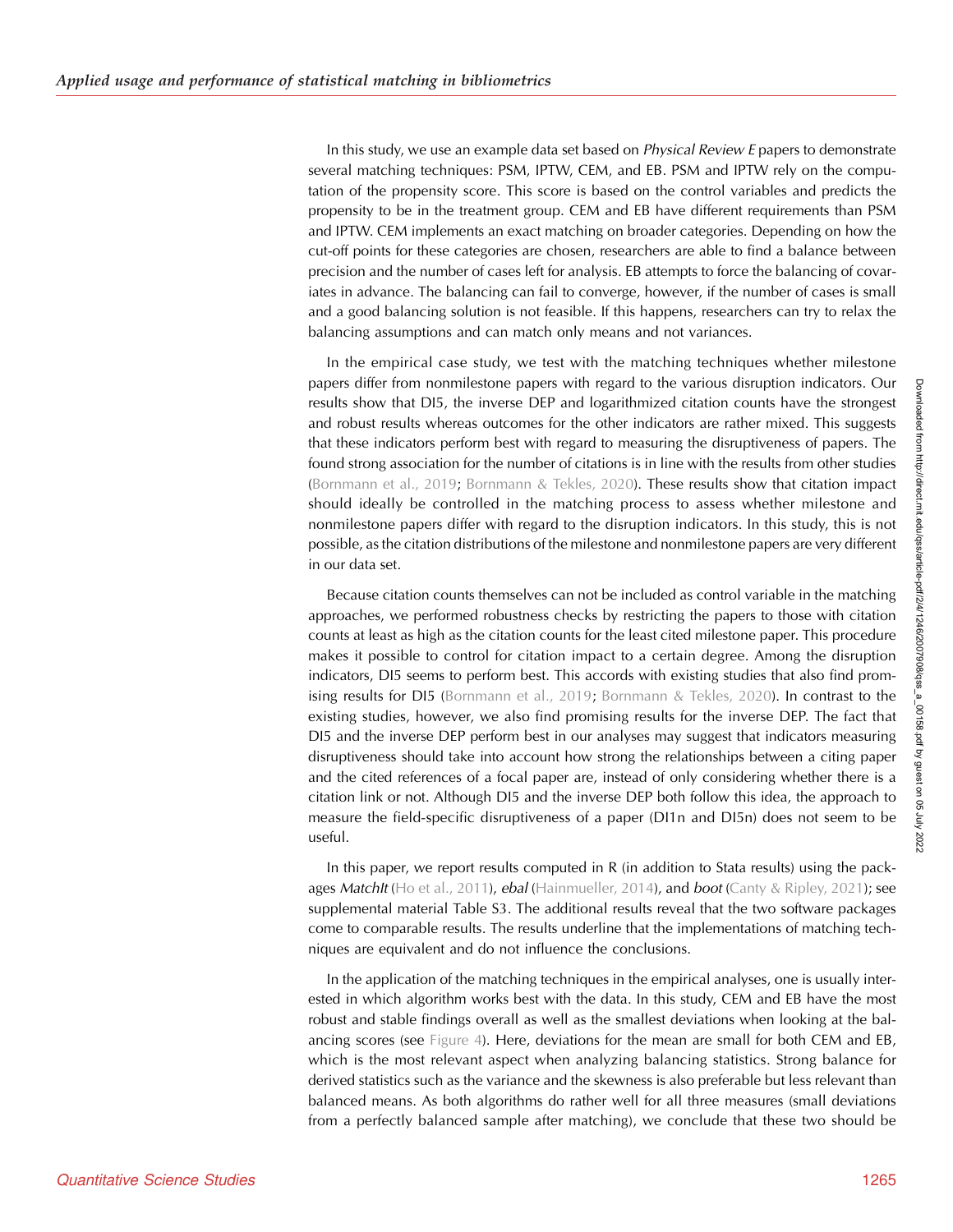In this study, we use an example data set based on *Physical Review E* papers to demonstrate several matching techniques: PSM, IPTW, CEM, and EB. PSM and IPTW rely on the computation of the propensity score. This score is based on the control variables and predicts the propensity to be in the treatment group. CEM and EB have different requirements than PSM and IPTW. CEM implements an exact matching on broader categories. Depending on how the cut-off points for these categories are chosen, researchers are able to find a balance between precision and the number of cases left for analysis. EB attempts to force the balancing of covariates in advance. The balancing can fail to converge, however, if the number of cases is small and a good balancing solution is not feasible. If this happens, researchers can try to relax the balancing assumptions and can match only means and not variances.

In the empirical case study, we test with the matching techniques whether milestone papers differ from nonmilestone papers with regard to the various disruption indicators. Our results show that DI5, the inverse DEP and logarithmized citation counts have the strongest and robust results whereas outcomes for the other indicators are rather mixed. This suggests that these indicators perform best with regard to measuring the disruptiveness of papers. The found strong association for the number of citations is in line with the results from other studies (Bornmann et al., 2019; Bornmann & Tekles, 2020). These results show that citation impact should ideally be controlled in the matching process to assess whether milestone and nonmilestone papers differ with regard to the disruption indicators. In this study, this is not possible, as the citation distributions of the milestone and nonmilestone papers are very different in our data set.

Because citation counts themselves can not be included as control variable in the matching approaches, we performed robustness checks by restricting the papers to those with citation counts at least as high as the citation counts for the least cited milestone paper. This procedure makes it possible to control for citation impact to a certain degree. Among the disruption indicators, DI5 seems to perform best. This accords with existing studies that also find promising results for DI5 (Bornmann et al., 2019; Bornmann & Tekles, 2020). In contrast to the existing studies, however, we also find promising results for the inverse DEP. The fact that DI5 and the inverse DEP perform best in our analyses may suggest that indicators measuring disruptiveness should take into account how strong the relationships between a citing paper and the cited references of a focal paper are, instead of only considering whether there is a citation link or not. Although DI5 and the inverse DEP both follow this idea, the approach to measure the field-specific disruptiveness of a paper (DI1n and DI5n) does not seem to be useful.

In this paper, we report results computed in R (in addition to Stata results) using the packages *MatchIt* (Ho et al., 2011), *ebal* (Hainmueller, 2014), and *boot* (Canty & Ripley, 2021); see supplemental material Table S3. The additional results reveal that the two software packages come to comparable results. The results underline that the implementations of matching techniques are equivalent and do not influence the conclusions.

In the application of the matching techniques in the empirical analyses, one is usually interested in which algorithm works best with the data. In this study, CEM and EB have the most robust and stable findings overall as well as the smallest deviations when looking at the balancing scores (see Figure 4). Here, deviations for the mean are small for both CEM and EB, which is the most relevant aspect when analyzing balancing statistics. Strong balance for derived statistics such as the variance and the skewness is also preferable but less relevant than balanced means. As both algorithms do rather well for all three measures (small deviations from a perfectly balanced sample after matching), we conclude that these two should be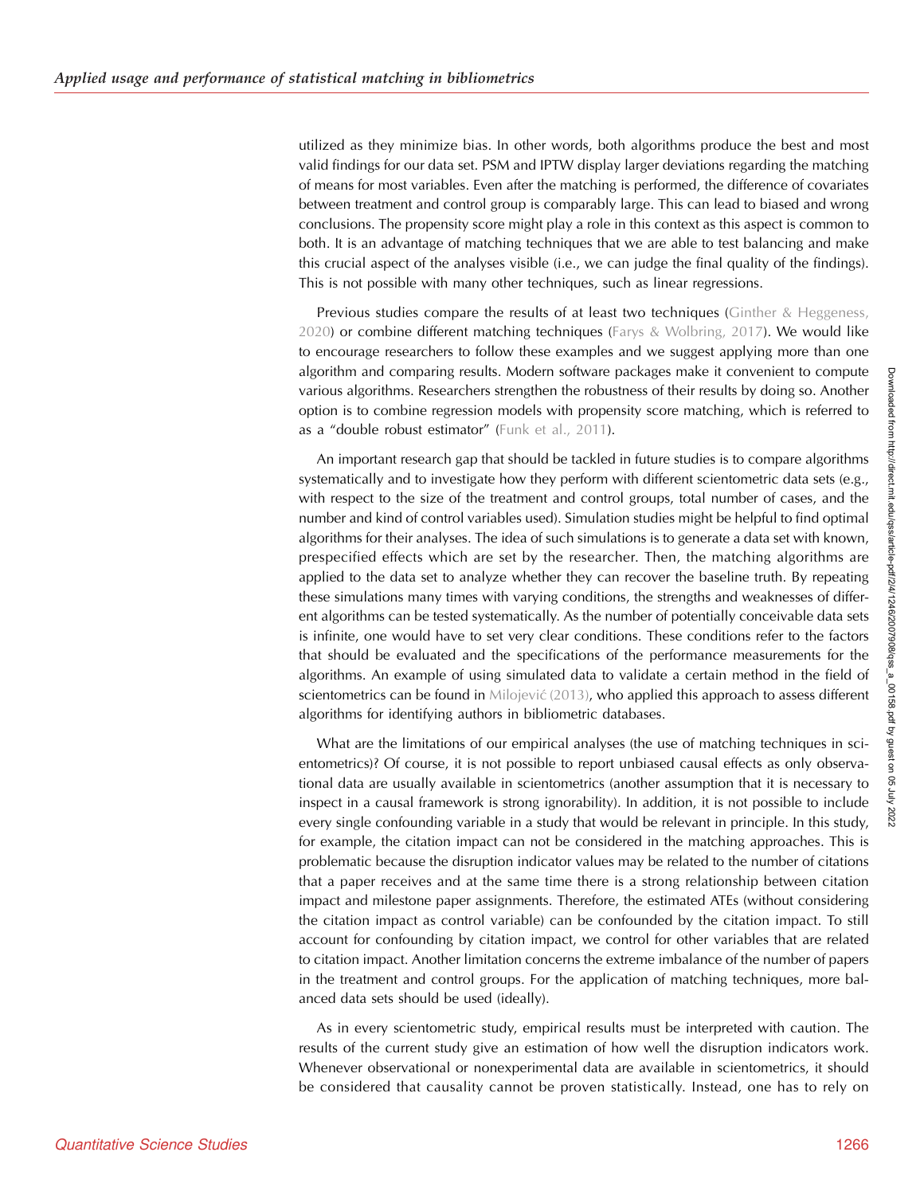utilized as they minimize bias. In other words, both algorithms produce the best and most valid findings for our data set. PSM and IPTW display larger deviations regarding the matching of means for most variables. Even after the matching is performed, the difference of covariates between treatment and control group is comparably large. This can lead to biased and wrong conclusions. The propensity score might play a role in this context as this aspect is common to both. It is an advantage of matching techniques that we are able to test balancing and make this crucial aspect of the analyses visible (i.e., we can judge the final quality of the findings). This is not possible with many other techniques, such as linear regressions.

Previous studies compare the results of at least two techniques (Ginther & Heggeness, 2020) or combine different matching techniques (Farys & Wolbring, 2017). We would like to encourage researchers to follow these examples and we suggest applying more than one algorithm and comparing results. Modern software packages make it convenient to compute various algorithms. Researchers strengthen the robustness of their results by doing so. Another option is to combine regression models with propensity score matching, which is referred to as a "double robust estimator" (Funk et al., 2011).

An important research gap that should be tackled in future studies is to compare algorithms systematically and to investigate how they perform with different scientometric data sets (e.g., with respect to the size of the treatment and control groups, total number of cases, and the number and kind of control variables used). Simulation studies might be helpful to find optimal algorithms for their analyses. The idea of such simulations is to generate a data set with known, prespecified effects which are set by the researcher. Then, the matching algorithms are applied to the data set to analyze whether they can recover the baseline truth. By repeating these simulations many times with varying conditions, the strengths and weaknesses of different algorithms can be tested systematically. As the number of potentially conceivable data sets is infinite, one would have to set very clear conditions. These conditions refer to the factors that should be evaluated and the specifications of the performance measurements for the algorithms. An example of using simulated data to validate a certain method in the field of scientometrics can be found in Milojević (2013), who applied this approach to assess different algorithms for identifying authors in bibliometric databases.

What are the limitations of our empirical analyses (the use of matching techniques in scientometrics)? Of course, it is not possible to report unbiased causal effects as only observational data are usually available in scientometrics (another assumption that it is necessary to inspect in a causal framework is strong ignorability). In addition, it is not possible to include every single confounding variable in a study that would be relevant in principle. In this study, for example, the citation impact can not be considered in the matching approaches. This is problematic because the disruption indicator values may be related to the number of citations that a paper receives and at the same time there is a strong relationship between citation impact and milestone paper assignments. Therefore, the estimated ATEs (without considering the citation impact as control variable) can be confounded by the citation impact. To still account for confounding by citation impact, we control for other variables that are related to citation impact. Another limitation concerns the extreme imbalance of the number of papers in the treatment and control groups. For the application of matching techniques, more balanced data sets should be used (ideally).

As in every scientometric study, empirical results must be interpreted with caution. The results of the current study give an estimation of how well the disruption indicators work. Whenever observational or nonexperimental data are available in scientometrics, it should be considered that causality cannot be proven statistically. Instead, one has to rely on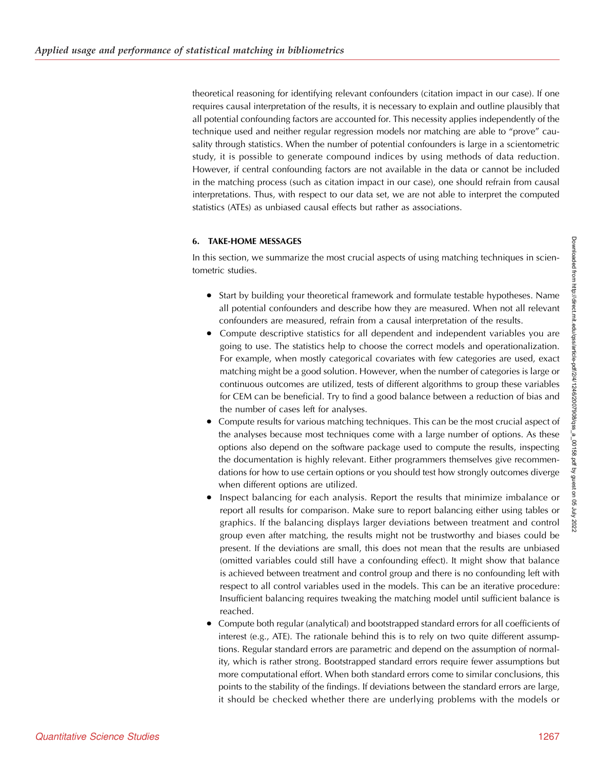theoretical reasoning for identifying relevant confounders (citation impact in our case). If one requires causal interpretation of the results, it is necessary to explain and outline plausibly that all potential confounding factors are accounted for. This necessity applies independently of the technique used and neither regular regression models nor matching are able to "prove" causality through statistics. When the number of potential confounders is large in a scientometric study, it is possible to generate compound indices by using methods of data reduction. However, if central confounding factors are not available in the data or cannot be included in the matching process (such as citation impact in our case), one should refrain from causal interpretations. Thus, with respect to our data set, we are not able to interpret the computed statistics (ATEs) as unbiased causal effects but rather as associations.

## 6. TAKE-HOME MESSAGES

In this section, we summarize the most crucial aspects of using matching techniques in scientometric studies.

- Start by building your theoretical framework and formulate testable hypotheses. Name all potential confounders and describe how they are measured. When not all relevant confounders are measured, refrain from a causal interpretation of the results.
- Compute descriptive statistics for all dependent and independent variables you are going to use. The statistics help to choose the correct models and operationalization. For example, when mostly categorical covariates with few categories are used, exact matching might be a good solution. However, when the number of categories is large or continuous outcomes are utilized, tests of different algorithms to group these variables for CEM can be beneficial. Try to find a good balance between a reduction of bias and the number of cases left for analyses.
- Compute results for various matching techniques. This can be the most crucial aspect of the analyses because most techniques come with a large number of options. As these options also depend on the software package used to compute the results, inspecting the documentation is highly relevant. Either programmers themselves give recommendations for how to use certain options or you should test how strongly outcomes diverge when different options are utilized.
- Inspect balancing for each analysis. Report the results that minimize imbalance or report all results for comparison. Make sure to report balancing either using tables or graphics. If the balancing displays larger deviations between treatment and control group even after matching, the results might not be trustworthy and biases could be present. If the deviations are small, this does not mean that the results are unbiased (omitted variables could still have a confounding effect). It might show that balance is achieved between treatment and control group and there is no confounding left with respect to all control variables used in the models. This can be an iterative procedure: Insufficient balancing requires tweaking the matching model until sufficient balance is reached.
- Compute both regular (analytical) and bootstrapped standard errors for all coefficients of interest (e.g., ATE). The rationale behind this is to rely on two quite different assumptions. Regular standard errors are parametric and depend on the assumption of normality, which is rather strong. Bootstrapped standard errors require fewer assumptions but more computational effort. When both standard errors come to similar conclusions, this points to the stability of the findings. If deviations between the standard errors are large, it should be checked whether there are underlying problems with the models or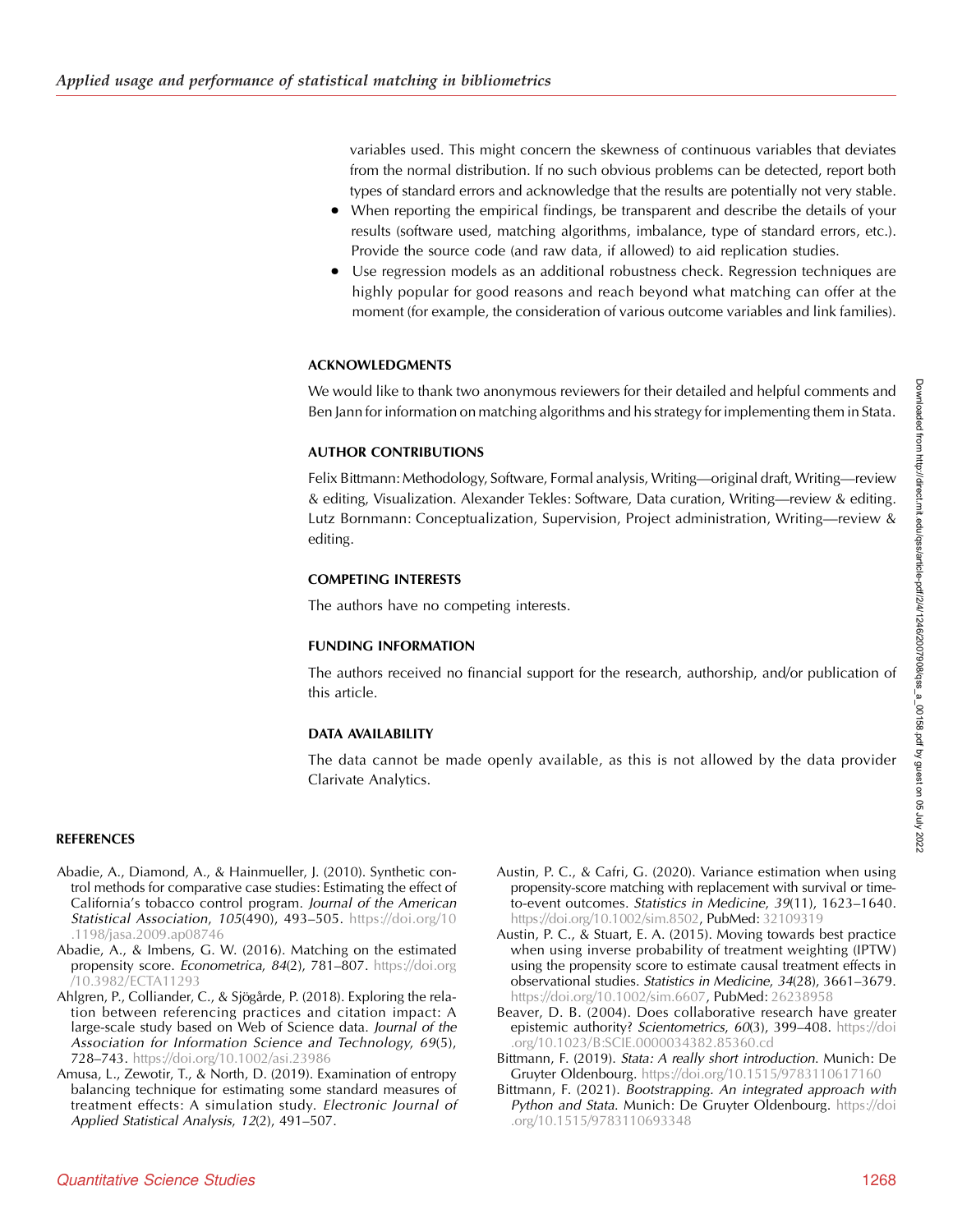variables used. This might concern the skewness of continuous variables that deviates from the normal distribution. If no such obvious problems can be detected, report both types of standard errors and acknowledge that the results are potentially not very stable.

- When reporting the empirical findings, be transparent and describe the details of your results (software used, matching algorithms, imbalance, type of standard errors, etc.). Provide the source code (and raw data, if allowed) to aid replication studies.
- Use regression models as an additional robustness check. Regression techniques are highly popular for good reasons and reach beyond what matching can offer at the moment (for example, the consideration of various outcome variables and link families).

## ACKNOWLEDGMENTS

We would like to thank two anonymous reviewers for their detailed and helpful comments and Ben Jann for information on matching algorithms and his strategy for implementing them in Stata.

## AUTHOR CONTRIBUTIONS

Felix Bittmann: Methodology, Software, Formal analysis, Writing—original draft, Writing—review & editing, Visualization. Alexander Tekles: Software, Data curation, Writing—review & editing. Lutz Bornmann: Conceptualization, Supervision, Project administration, Writing—review & editing.

## COMPETING INTERESTS

The authors have no competing interests.

## FUNDING INFORMATION

The authors received no financial support for the research, authorship, and/or publication of this article.

## DATA AVAILABILITY

The data cannot be made openly available, as this is not allowed by the data provider Clarivate Analytics.

## REFERENCES

Abadie, A., Diamond, A., & Hainmueller, J. (2010). Synthetic control methods for comparative case studies: Estimating the effect of California's tobacco control program. *Journal of the American Statistical Association*, *105*(490), 493–505. https://doi.org/10.1198/jasa.2009.ap08746

Abadie, A., & Imbens, G. W. (2016). Matching on the estimated propensity score. *Econometrica*, *84*(2), 781–807. https://doi.org/10.3982/ECTA11293

Ahlgren, P., Colliander, C., & Sjögårde, P. (2018). Exploring the relation between referencing practices and citation impact: A large-scale study based on Web of Science data. *Journal of the Association for Information Science and Technology*, *69*(5), 728–743. https://doi.org/10.1002/asi.23986

Amusa, L., Zewotir, T., & North, D. (2019). Examination of entropy balancing technique for estimating some standard measures of treatment effects: A simulation study. *Electronic Journal of Applied Statistical Analysis*, *12*(2), 491–507.

Austin, P. C., & Cafri, G. (2020). Variance estimation when using propensity-score matching with replacement with survival or time-to-event outcomes. *Statistics in Medicine*, *39*(11), 1623–1640. https://doi.org/10.1002/sim.8502, PubMed: 32109319

Austin, P. C., & Stuart, E. A. (2015). Moving towards best practice when using inverse probability of treatment weighting (IPTW) using the propensity score to estimate causal treatment effects in observational studies. *Statistics in Medicine*, *34*(28), 3661–3679. https://doi.org/10.1002/sim.6607, PubMed: 26238958

Beaver, D. B. (2004). Does collaborative research have greater epistemic authority? *Scientometrics*, *60*(3), 399–408. https://doi.org/10.1023/B:SCIE.0000034382.85360.cd

Bittmann, F. (2019). *Stata: A really short introduction*. Munich: De Gruyter Oldenbourg. https://doi.org/10.1515/9783110617160

Bittmann, F. (2021). *Bootstrapping. An integrated approach with Python and Stata*. Munich: De Gruyter Oldenbourg. https://doi.org/10.1515/9783110693348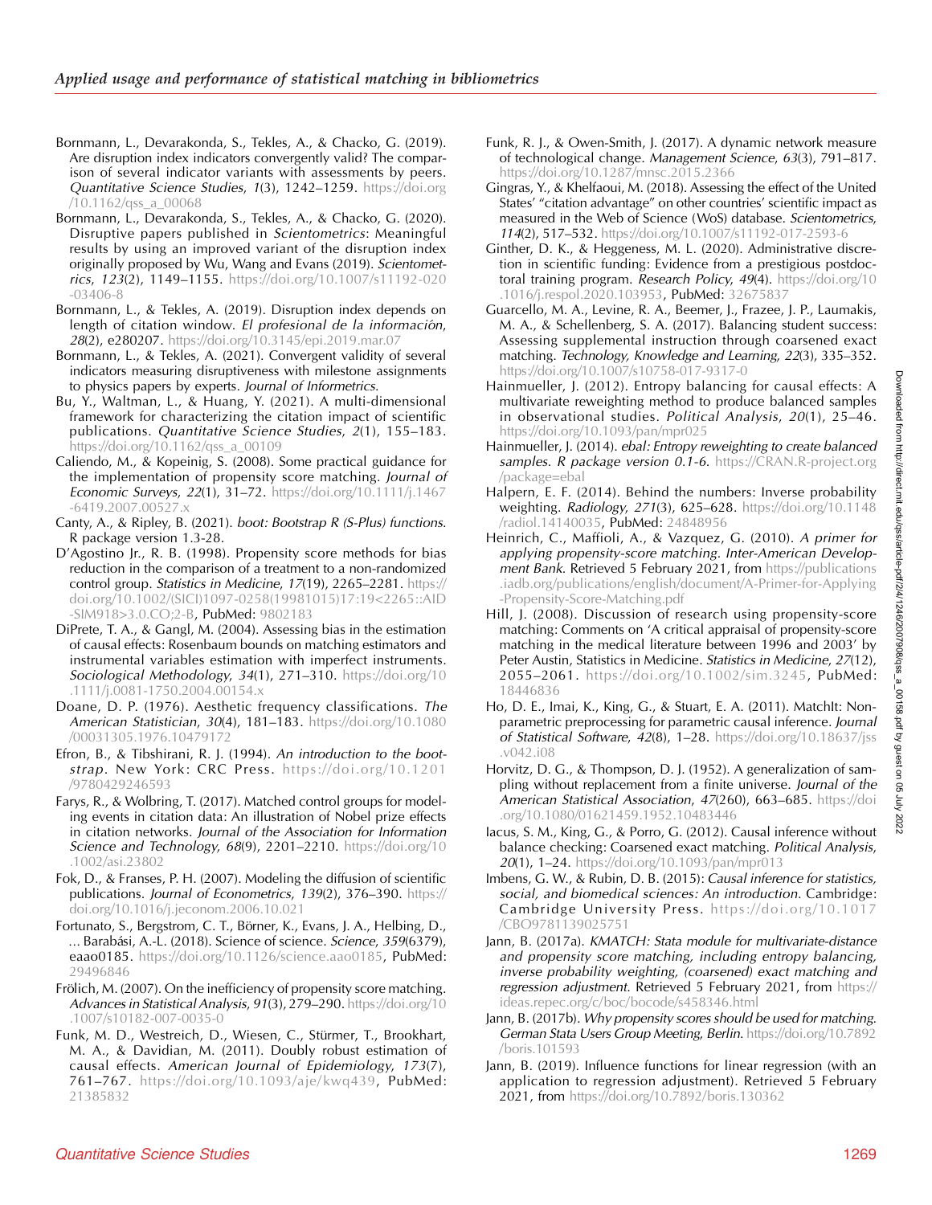Bornmann, L., Devarakonda, S., Tekles, A., & Chacko, G. (2019). Are disruption index indicators convergently valid? The comparison of several indicator variants with assessments by peers. *Quantitative Science Studies*, *1*(3), 1242–1259. https://doi.org/10.1162/qss_a_00068

Bornmann, L., Devarakonda, S., Tekles, A., & Chacko, G. (2020). Disruptive papers published in *Scientometrics*: Meaningful results by using an improved variant of the disruption index originally proposed by Wu, Wang and Evans (2019). *Scientometrics*, *123*(2), 1149–1155. https://doi.org/10.1007/s11192-020-03406-8

Bornmann, L., & Tekles, A. (2019). Disruption index depends on length of citation window. *El profesional de la información*, *28*(2), e280207. https://doi.org/10.3145/epi.2019.mar.07

Bornmann, L., & Tekles, A. (2021). Convergent validity of several indicators measuring disruptiveness with milestone assignments to physics papers by experts. *Journal of Informetrics*.

Bu, Y., Waltman, L., & Huang, Y. (2021). A multi-dimensional framework for characterizing the citation impact of scientific publications. *Quantitative Science Studies*, *2*(1), 155–183. https://doi.org/10.1162/qss_a_00109

Caliendo, M., & Kopeinig, S. (2008). Some practical guidance for the implementation of propensity score matching. *Journal of Economic Surveys*, *22*(1), 31–72. https://doi.org/10.1111/j.1467-6419.2007.00527.x

Canty, A., & Ripley, B. (2021). *boot: Bootstrap R (S-Plus) functions*. R package version 1.3-28.

D'Agostino Jr., R. B. (1998). Propensity score methods for bias reduction in the comparison of a treatment to a non-randomized control group. *Statistics in Medicine*, *17*(19), 2265–2281. https://doi.org/10.1002/(SICI)1097-0258(19981015)17:19<2265::AID-SIM918>3.0.CO;2-B, PubMed: 9802183

DiPrete, T. A., & Gangl, M. (2004). Assessing bias in the estimation of causal effects: Rosenbaum bounds on matching estimators and instrumental variables estimation with imperfect instruments. *Sociological Methodology*, *34*(1), 271–310. https://doi.org/10.1111/j.0081-1750.2004.00154.x

Doane, D. P. (1976). Aesthetic frequency classifications. *The American Statistician*, *30*(4), 181–183. https://doi.org/10.1080/00031305.1976.10479172

Efron, B., & Tibshirani, R. J. (1994). *An introduction to the bootstrap*. New York: CRC Press. https://doi.org/10.1201/9780429246593

Farys, R., & Wolbring, T. (2017). Matched control groups for modeling events in citation data: An illustration of Nobel prize effects in citation networks. *Journal of the Association for Information Science and Technology*, *68*(9), 2201–2210. https://doi.org/10.1002/asi.23802

Fok, D., & Franses, P. H. (2007). Modeling the diffusion of scientific publications. *Journal of Econometrics*, *139*(2), 376–390. https://doi.org/10.1016/j.jeconom.2006.10.021

Fortunato, S., Bergstrom, C. T., Börner, K., Evans, J. A., Helbing, D., ... Barabási, A.-L. (2018). Science of science. *Science*, *359*(6379), eaao0185. https://doi.org/10.1126/science.aao0185, PubMed: 29496846

Frölich, M. (2007). On the inefficiency of propensity score matching. *Advances in Statistical Analysis*, *91*(3), 279–290. https://doi.org/10.1007/s10182-007-0035-0

Funk, M. D., Westreich, D., Wiesen, C., Stürmer, T., Brookhart, M. A., & Davidian, M. (2011). Doubly robust estimation of causal effects. *American Journal of Epidemiology*, *173*(7), 761–767. https://doi.org/10.1093/aje/kwq439, PubMed: 21385832

Funk, R. J., & Owen-Smith, J. (2017). A dynamic network measure of technological change. *Management Science*, *63*(3), 791–817. https://doi.org/10.1287/mnsc.2015.2366

Gingras, Y., & Khelfaoui, M. (2018). Assessing the effect of the United States' "citation advantage" on other countries' scientific impact as measured in the Web of Science (WoS) database. *Scientometrics*, *114*(2), 517–532. https://doi.org/10.1007/s11192-017-2593-6

Ginther, D. K., & Heggeness, M. L. (2020). Administrative discretion in scientific funding: Evidence from a prestigious postdoctoral training program. *Research Policy*, *49*(4). https://doi.org/10.1016/j.respol.2020.103953, PubMed: 32675837

Guarcello, M. A., Levine, R. A., Beemer, J., Frazee, J. P., Laumakis, M. A., & Schellenberg, S. A. (2017). Balancing student success: Assessing supplemental instruction through coarsened exact matching. *Technology, Knowledge and Learning*, *22*(3), 335–352. https://doi.org/10.1007/s10758-017-9317-0

Hainmueller, J. (2012). Entropy balancing for causal effects: A multivariate reweighting method to produce balanced samples in observational studies. *Political Analysis*, *20*(1), 25–46. https://doi.org/10.1093/pan/mpr025

Hainmueller, J. (2014). *ebal: Entropy reweighting to create balanced samples. R package version 0.1-6*. https://CRAN.R-project.org/package=ebal

Halpern, E. F. (2014). Behind the numbers: Inverse probability weighting. *Radiology*, *271*(3), 625–628. https://doi.org/10.1148/radiol.14140035, PubMed: 24848956

Heinrich, C., Maffioli, A., & Vazquez, G. (2010). *A primer for applying propensity-score matching. Inter-American Development Bank*. Retrieved 5 February 2021, from https://publications.iadb.org/publications/english/document/A-Primer-for-Applying-Propensity-Score-Matching.pdf

Hill, J. (2008). Discussion of research using propensity-score matching: Comments on 'A critical appraisal of propensity-score matching in the medical literature between 1996 and 2003' by Peter Austin, Statistics in Medicine. *Statistics in Medicine*, *27*(12), 2055–2061. https://doi.org/10.1002/sim.3245, PubMed: 18446836

Ho, D. E., Imai, K., King, G., & Stuart, E. A. (2011). MatchIt: Nonparametric preprocessing for parametric causal inference. *Journal of Statistical Software*, *42*(8), 1–28. https://doi.org/10.18637/jss.v042.i08

Horvitz, D. G., & Thompson, D. J. (1952). A generalization of sampling without replacement from a finite universe. *Journal of the American Statistical Association*, *47*(260), 663–685. https://doi.org/10.1080/01621459.1952.10483446

Iacus, S. M., King, G., & Porro, G. (2012). Causal inference without balance checking: Coarsened exact matching. *Political Analysis*, *20*(1), 1–24. https://doi.org/10.1093/pan/mpr013

Imbens, G. W., & Rubin, D. B. (2015): *Causal inference for statistics, social, and biomedical sciences: An introduction*. Cambridge: Cambridge University Press. https://doi.org/10.1017/CBO9781139025751

Jann, B. (2017a). *KMATCH: Stata module for multivariate-distance and propensity score matching, including entropy balancing, inverse probability weighting, (coarsened) exact matching and regression adjustment*. Retrieved 5 February 2021, from https://ideas.repec.org/c/boc/bocode/s458346.html

Jann, B. (2017b). *Why propensity scores should be used for matching. German Stata Users Group Meeting, Berlin*. https://doi.org/10.7892/boris.101593

Jann, B. (2019). Influence functions for linear regression (with an application to regression adjustment). Retrieved 5 February 2021, from https://doi.org/10.7892/boris.130362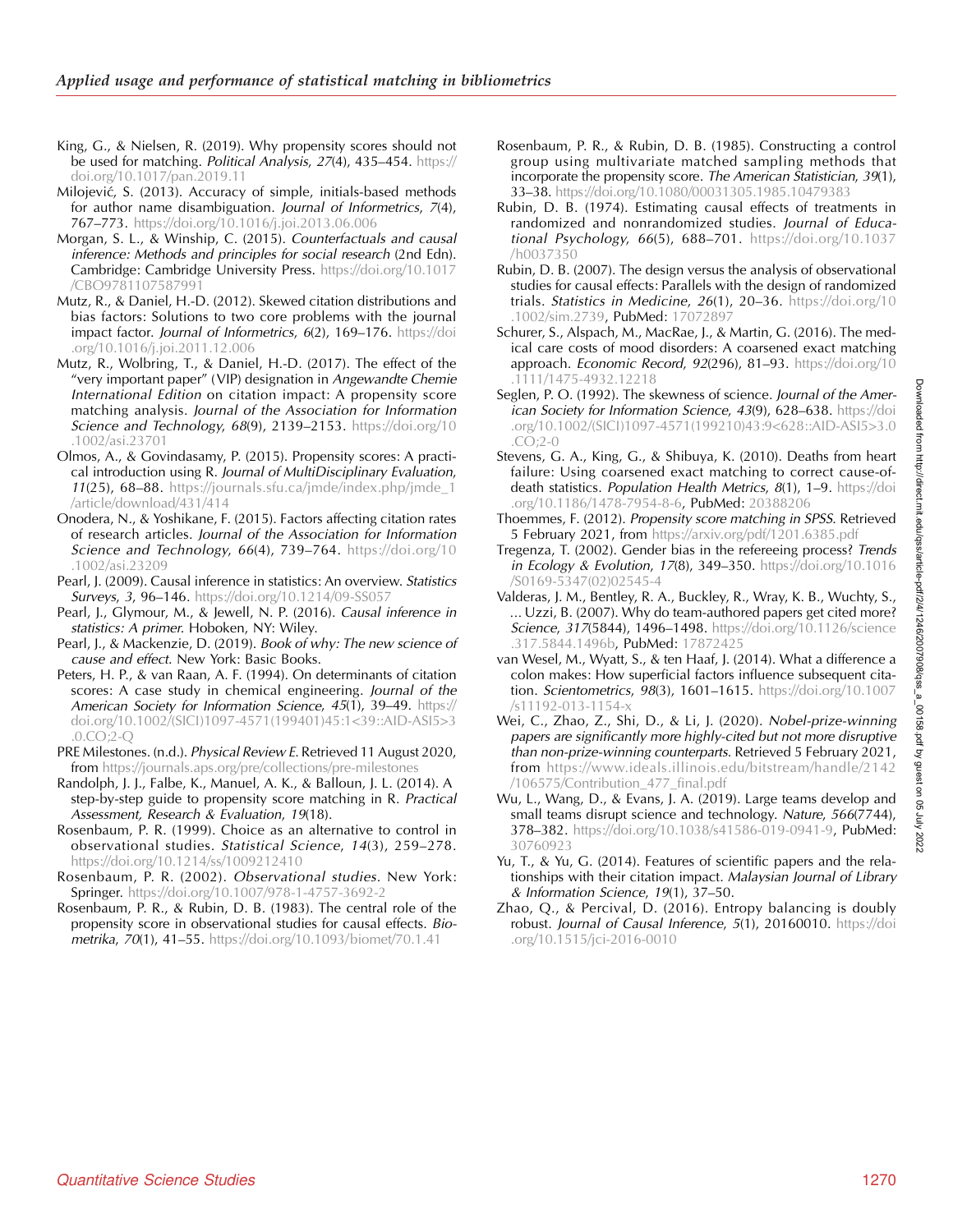King, G., & Nielsen, R. (2019). Why propensity scores should not be used for matching. *Political Analysis*, *27*(4), 435–454. https://doi.org/10.1017/pan.2019.11

Milojević, S. (2013). Accuracy of simple, initials-based methods for author name disambiguation. *Journal of Informetrics*, *7*(4), 767–773. https://doi.org/10.1016/j.joi.2013.06.006

Morgan, S. L., & Winship, C. (2015). *Counterfactuals and causal inference: Methods and principles for social research* (2nd Edn). Cambridge: Cambridge University Press. https://doi.org/10.1017/CBO9781107587991

Mutz, R., & Daniel, H.-D. (2012). Skewed citation distributions and bias factors: Solutions to two core problems with the journal impact factor. *Journal of Informetrics*, *6*(2), 169–176. https://doi.org/10.1016/j.joi.2011.12.006

Mutz, R., Wolbring, T., & Daniel, H.-D. (2017). The effect of the "very important paper" (VIP) designation in *Angewandte Chemie International Edition* on citation impact: A propensity score matching analysis. *Journal of the Association for Information Science and Technology*, *68*(9), 2139–2153. https://doi.org/10.1002/asi.23701

Olmos, A., & Govindasamy, P. (2015). Propensity scores: A practical introduction using R. *Journal of MultiDisciplinary Evaluation*, *11*(25), 68–88. https://journals.sfu.ca/jmde/index.php/jmde_1/article/download/431/414

Onodera, N., & Yoshikane, F. (2015). Factors affecting citation rates of research articles. *Journal of the Association for Information Science and Technology*, *66*(4), 739–764. https://doi.org/10.1002/asi.23209

Pearl, J. (2009). Causal inference in statistics: An overview. *Statistics Surveys*, *3*, 96–146. https://doi.org/10.1214/09-SS057

Pearl, J., Glymour, M., & Jewell, N. P. (2016). *Causal inference in statistics: A primer*. Hoboken, NY: Wiley.

Pearl, J., & Mackenzie, D. (2019). *Book of why: The new science of cause and effect*. New York: Basic Books.

Peters, H. P., & van Raan, A. F. (1994). On determinants of citation scores: A case study in chemical engineering. *Journal of the American Society for Information Science*, *45*(1), 39–49. https://doi.org/10.1002/(SICI)1097-4571(199401)45:1<39::AID-ASI5>3.0.CO;2-Q

PRE Milestones. (n.d.). *Physical Review E*. Retrieved 11 August 2020, from https://journals.aps.org/pre/collections/pre-milestones

Randolph, J. J., Falbe, K., Manuel, A. K., & Balloun, J. L. (2014). A step-by-step guide to propensity score matching in R. *Practical Assessment, Research & Evaluation*, *19*(18).

Rosenbaum, P. R. (1999). Choice as an alternative to control in observational studies. *Statistical Science*, *14*(3), 259–278. https://doi.org/10.1214/ss/1009212410

Rosenbaum, P. R. (2002). *Observational studies*. New York: Springer. https://doi.org/10.1007/978-1-4757-3692-2

Rosenbaum, P. R., & Rubin, D. B. (1983). The central role of the propensity score in observational studies for causal effects. *Biometrika*, *70*(1), 41–55. https://doi.org/10.1093/biomet/70.1.41

Rosenbaum, P. R., & Rubin, D. B. (1985). Constructing a control group using multivariate matched sampling methods that incorporate the propensity score. *The American Statistician*, *39*(1), 33–38. https://doi.org/10.1080/00031305.1985.10479383

Rubin, D. B. (1974). Estimating causal effects of treatments in randomized and nonrandomized studies. *Journal of Educational Psychology*, *66*(5), 688–701. https://doi.org/10.1037/h0037350

Rubin, D. B. (2007). The design versus the analysis of observational studies for causal effects: Parallels with the design of randomized trials. *Statistics in Medicine*, *26*(1), 20–36. https://doi.org/10.1002/sim.2739, PubMed: 17072897

Schurer, S., Alspach, M., MacRae, J., & Martin, G. (2016). The medical care costs of mood disorders: A coarsened exact matching approach. *Economic Record*, *92*(296), 81–93. https://doi.org/10.1111/1475-4932.12218

Seglen, P. O. (1992). The skewness of science. *Journal of the American Society for Information Science*, *43*(9), 628–638. https://doi.org/10.1002/(SICI)1097-4571(199210)43:9<628::AID-ASI5>3.0.CO;2-0

Stevens, G. A., King, G., & Shibuya, K. (2010). Deaths from heart failure: Using coarsened exact matching to correct cause-of-death statistics. *Population Health Metrics*, *8*(1), 1–9. https://doi.org/10.1186/1478-7954-8-6, PubMed: 20388206

Thoemmes, F. (2012). *Propensity score matching in SPSS*. Retrieved 5 February 2021, from https://arxiv.org/pdf/1201.6385.pdf

Tregenza, T. (2002). Gender bias in the refereeing process? *Trends in Ecology & Evolution*, *17*(8), 349–350. https://doi.org/10.1016/S0169-5347(02)02545-4

Valderas, J. M., Bentley, R. A., Buckley, R., Wray, K. B., Wuchty, S., … Uzzi, B. (2007). Why do team-authored papers get cited more? *Science*, *317*(5844), 1496–1498. https://doi.org/10.1126/science.317.5844.1496b, PubMed: 17872425

van Wesel, M., Wyatt, S., & ten Haaf, J. (2014). What a difference a colon makes: How superficial factors influence subsequent citation. *Scientometrics*, *98*(3), 1601–1615. https://doi.org/10.1007/s11192-013-1154-x

Wei, C., Zhao, Z., Shi, D., & Li, J. (2020). *Nobel-prize-winning papers are significantly more highly-cited but not more disruptive than non-prize-winning counterparts*. Retrieved 5 February 2021, from https://www.ideals.illinois.edu/bitstream/handle/2142/106575/Contribution_477_final.pdf

Wu, L., Wang, D., & Evans, J. A. (2019). Large teams develop and small teams disrupt science and technology. *Nature*, *566*(7744), 378–382. https://doi.org/10.1038/s41586-019-0941-9, PubMed: 30760923

Yu, T., & Yu, G. (2014). Features of scientific papers and the relationships with their citation impact. *Malaysian Journal of Library & Information Science*, *19*(1), 37–50.

Zhao, Q., & Percival, D. (2016). Entropy balancing is doubly robust. *Journal of Causal Inference*, *5*(1), 20160010. https://doi.org/10.1515/jci-2016-0010